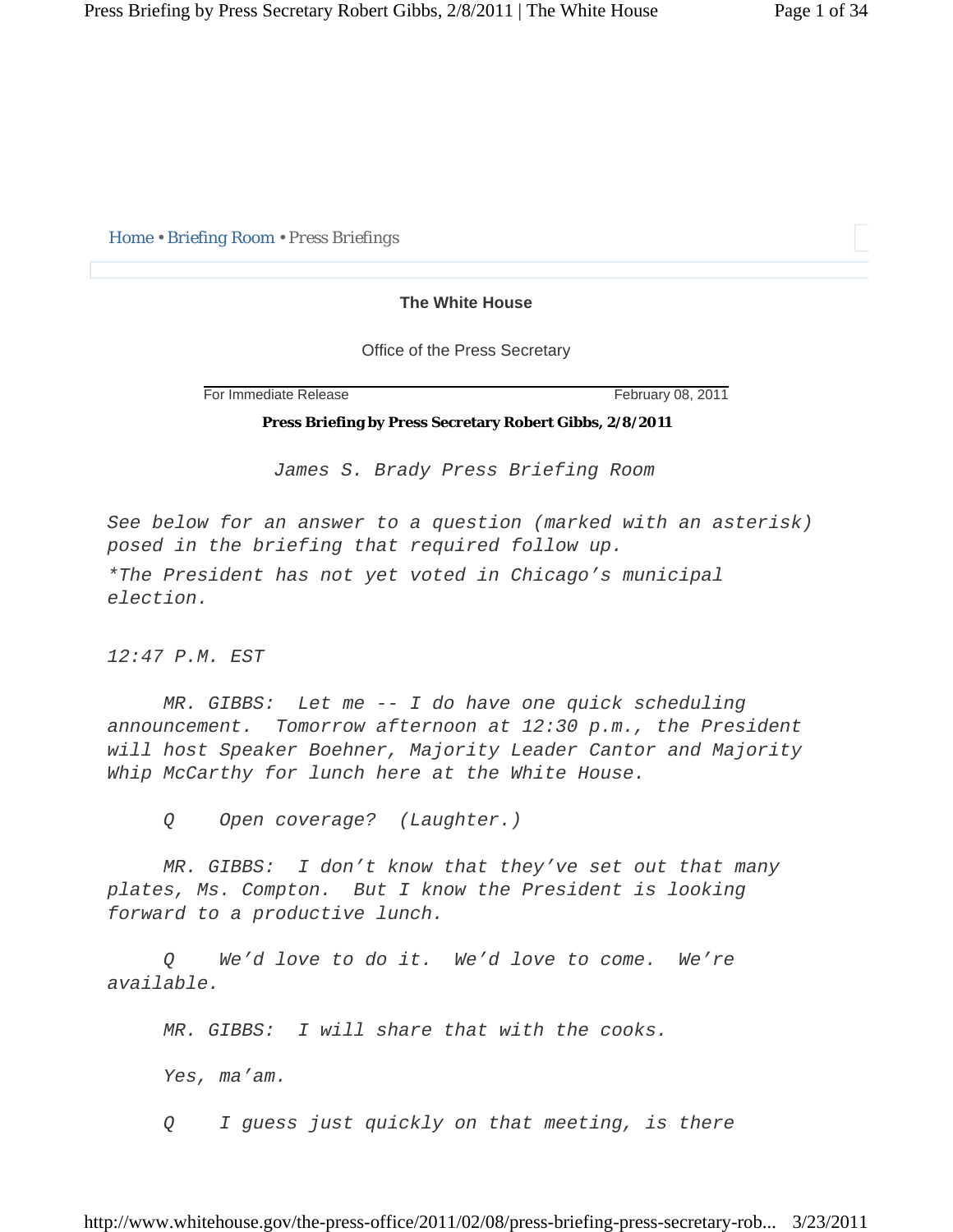Home • Briefing Room • Press Briefings

**The White House**

Office of the Press Secretary

For Immediate Release February 08, 2011

**Press Briefing by Press Secretary Robert Gibbs, 2/8/2011**

*James S. Brady Press Briefing Room*

*See below for an answer to a question (marked with an asterisk) posed in the briefing that required follow up.*

*\*The President has not yet voted in Chicago's municipal election.*

*12:47 P.M. EST*

*MR. GIBBS: Let me -- I do have one quick scheduling announcement. Tomorrow afternoon at 12:30 p.m., the President will host Speaker Boehner, Majority Leader Cantor and Majority Whip McCarthy for lunch here at the White House.*

*Q Open coverage? (Laughter.)*

*MR. GIBBS: I don't know that they've set out that many plates, Ms. Compton. But I know the President is looking forward to a productive lunch.*

*Q We'd love to do it. We'd love to come. We're available.*

*MR. GIBBS: I will share that with the cooks.*

*Yes, ma'am.*

*Q I guess just quickly on that meeting, is there*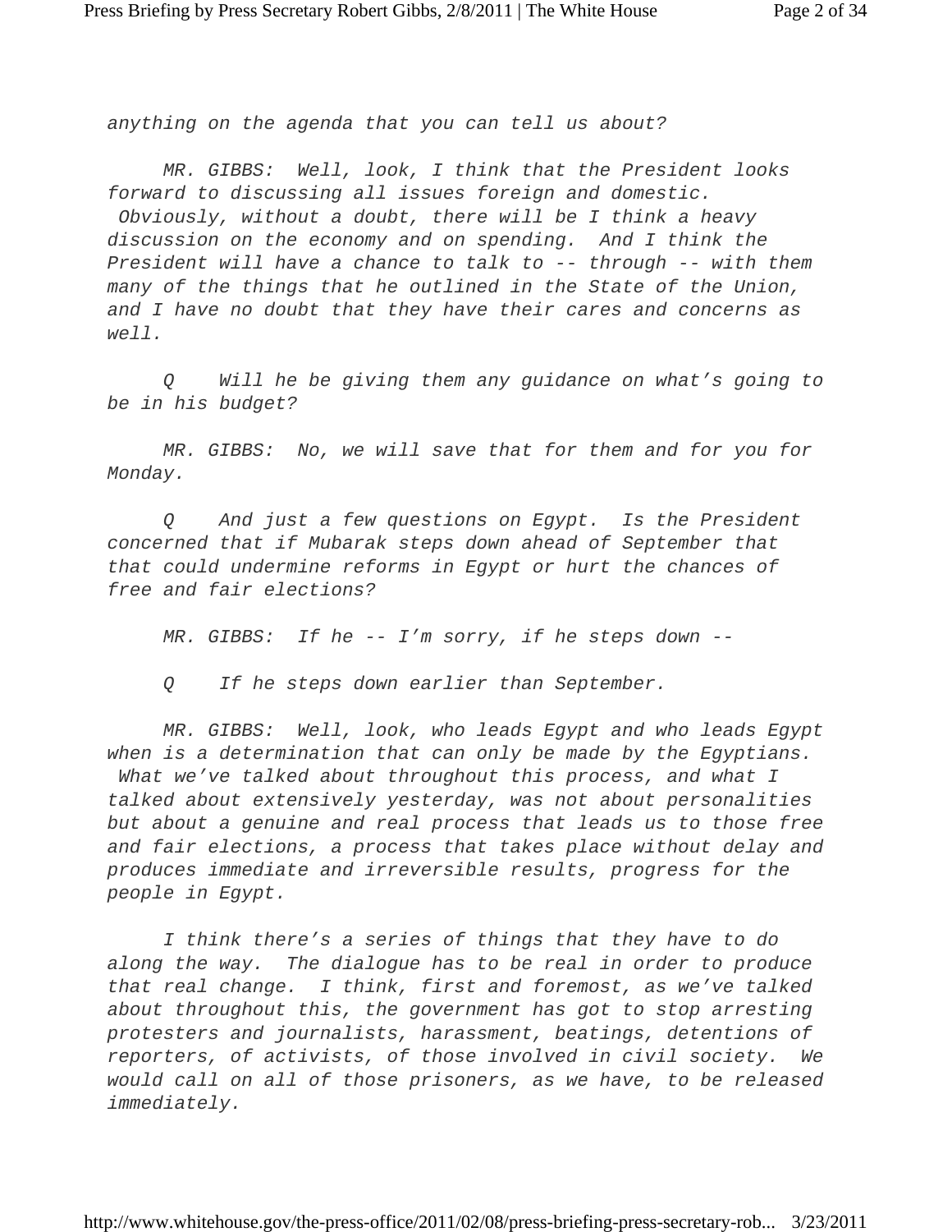*anything on the agenda that you can tell us about?*

*MR. GIBBS: Well, look, I think that the President looks forward to discussing all issues foreign and domestic. Obviously, without a doubt, there will be I think a heavy discussion on the economy and on spending. And I think the President will have a chance to talk to -- through -- with them many of the things that he outlined in the State of the Union, and I have no doubt that they have their cares and concerns as well.*

*Q Will he be giving them any guidance on what's going to be in his budget?*

*MR. GIBBS: No, we will save that for them and for you for Monday.*

*Q And just a few questions on Egypt. Is the President concerned that if Mubarak steps down ahead of September that that could undermine reforms in Egypt or hurt the chances of free and fair elections?*

*MR. GIBBS: If he -- I'm sorry, if he steps down --*

*Q If he steps down earlier than September.*

*MR. GIBBS: Well, look, who leads Egypt and who leads Egypt when is a determination that can only be made by the Egyptians. What we've talked about throughout this process, and what I talked about extensively yesterday, was not about personalities but about a genuine and real process that leads us to those free and fair elections, a process that takes place without delay and produces immediate and irreversible results, progress for the people in Egypt.*

*I think there's a series of things that they have to do along the way. The dialogue has to be real in order to produce that real change. I think, first and foremost, as we've talked about throughout this, the government has got to stop arresting protesters and journalists, harassment, beatings, detentions of reporters, of activists, of those involved in civil society. We would call on all of those prisoners, as we have, to be released immediately.*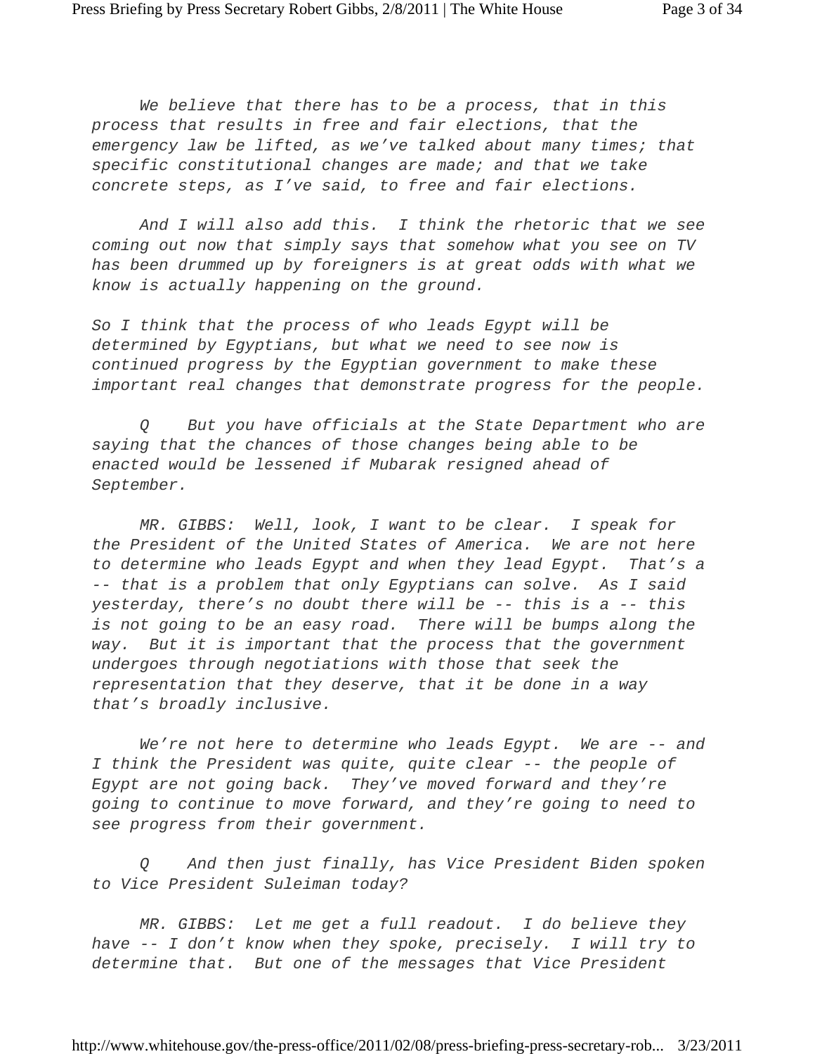*We believe that there has to be a process, that in this process that results in free and fair elections, that the emergency law be lifted, as we've talked about many times; that specific constitutional changes are made; and that we take concrete steps, as I've said, to free and fair elections.*

*And I will also add this. I think the rhetoric that we see coming out now that simply says that somehow what you see on TV has been drummed up by foreigners is at great odds with what we know is actually happening on the ground.*

*So I think that the process of who leads Egypt will be determined by Egyptians, but what we need to see now is continued progress by the Egyptian government to make these important real changes that demonstrate progress for the people.*

*Q But you have officials at the State Department who are saying that the chances of those changes being able to be enacted would be lessened if Mubarak resigned ahead of September.*

*MR. GIBBS: Well, look, I want to be clear. I speak for the President of the United States of America. We are not here to determine who leads Egypt and when they lead Egypt. That's a -- that is a problem that only Egyptians can solve. As I said yesterday, there's no doubt there will be -- this is a -- this is not going to be an easy road. There will be bumps along the way. But it is important that the process that the government undergoes through negotiations with those that seek the representation that they deserve, that it be done in a way that's broadly inclusive.*

*We're not here to determine who leads Egypt. We are -- and I think the President was quite, quite clear -- the people of Egypt are not going back. They've moved forward and they're going to continue to move forward, and they're going to need to see progress from their government.*

*Q And then just finally, has Vice President Biden spoken to Vice President Suleiman today?*

*MR. GIBBS: Let me get a full readout. I do believe they have -- I don't know when they spoke, precisely. I will try to determine that. But one of the messages that Vice President*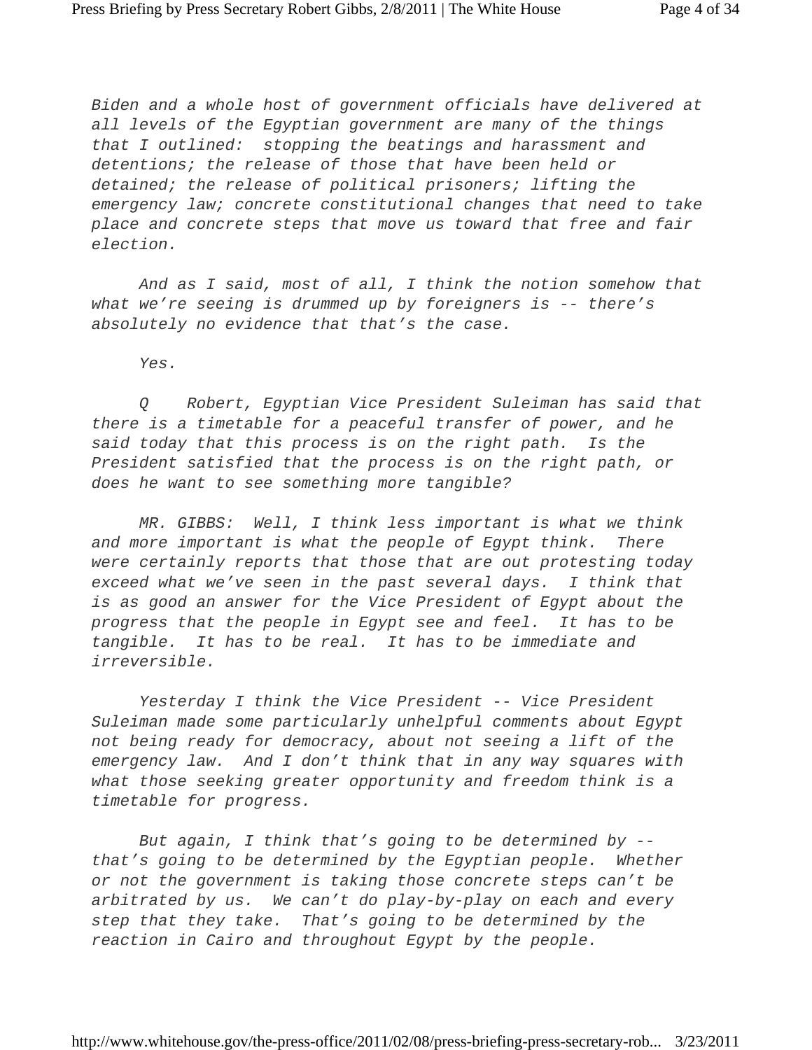Biden and a whole host of government officials have delivered at all levels of the Egyptian government are many of the things that I outlined: stopping the beatings and harassment and detentions; the release of those that have been held or detained; the release of political prisoners; lifting the emergency law; concrete constitutional changes that need to take place and concrete steps that move us toward that free and fair election.

And as I said, most of all, I think the notion somehow that what we're seeing is drummed up by foreigners is -- there's absolutely no evidence that that's the case.

Yes.

Q Robert, Egyptian Vice President Suleiman has said that there is a timetable for a peaceful transfer of power, and he said today that this process is on the right path. Is the President satisfied that the process is on the right path, or does he want to see something more tangible?

MR. GIBBS: Well, I think less important is what we think and more important is what the people of Egypt think. There were certainly reports that those that are out protesting today exceed what we've seen in the past several days. I think that is as good an answer for the Vice President of Egypt about the progress that the people in Egypt see and feel. It has to be tangible. It has to be real. It has to be immediate and irreversible.

Yesterday I think the Vice President -- Vice President Suleiman made some particularly unhelpful comments about Egypt not being ready for democracy, about not seeing a lift of the emergency law. And I don't think that in any way squares with what those seeking greater opportunity and freedom think is a timetable for progress.

But again, I think that's going to be determined by -- that's going to be determined by the Egyptian people. Whether or not the government is taking those concrete steps can't be arbitrated by us. We can't do play-by-play on each and every step that they take. That's going to be determined by the reaction in Cairo and throughout Egypt by the people.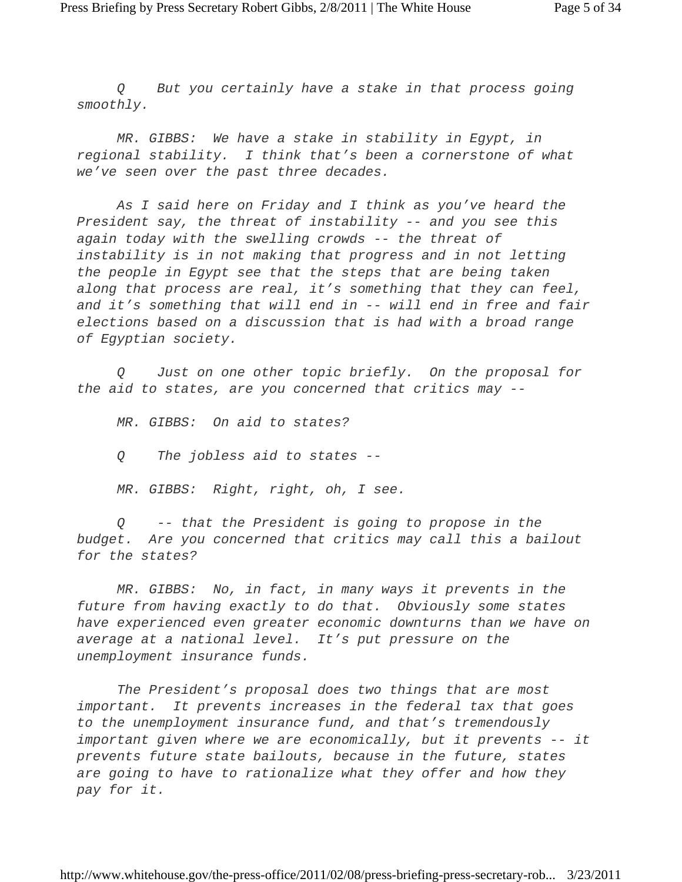*Q But you certainly have a stake in that process going smoothly.*

*MR. GIBBS: We have a stake in stability in Egypt, in regional stability. I think that's been a cornerstone of what we've seen over the past three decades.*

*As I said here on Friday and I think as you've heard the President say, the threat of instability -- and you see this again today with the swelling crowds -- the threat of instability is in not making that progress and in not letting the people in Egypt see that the steps that are being taken along that process are real, it's something that they can feel, and it's something that will end in -- will end in free and fair elections based on a discussion that is had with a broad range of Egyptian society.*

*Q Just on one other topic briefly. On the proposal for the aid to states, are you concerned that critics may --*

*MR. GIBBS: On aid to states?*

*Q The jobless aid to states --*

*MR. GIBBS: Right, right, oh, I see.*

*Q -- that the President is going to propose in the budget. Are you concerned that critics may call this a bailout for the states?*

*MR. GIBBS: No, in fact, in many ways it prevents in the future from having exactly to do that. Obviously some states have experienced even greater economic downturns than we have on average at a national level. It's put pressure on the unemployment insurance funds.*

*The President's proposal does two things that are most important. It prevents increases in the federal tax that goes to the unemployment insurance fund, and that's tremendously important given where we are economically, but it prevents -- it prevents future state bailouts, because in the future, states are going to have to rationalize what they offer and how they pay for it.*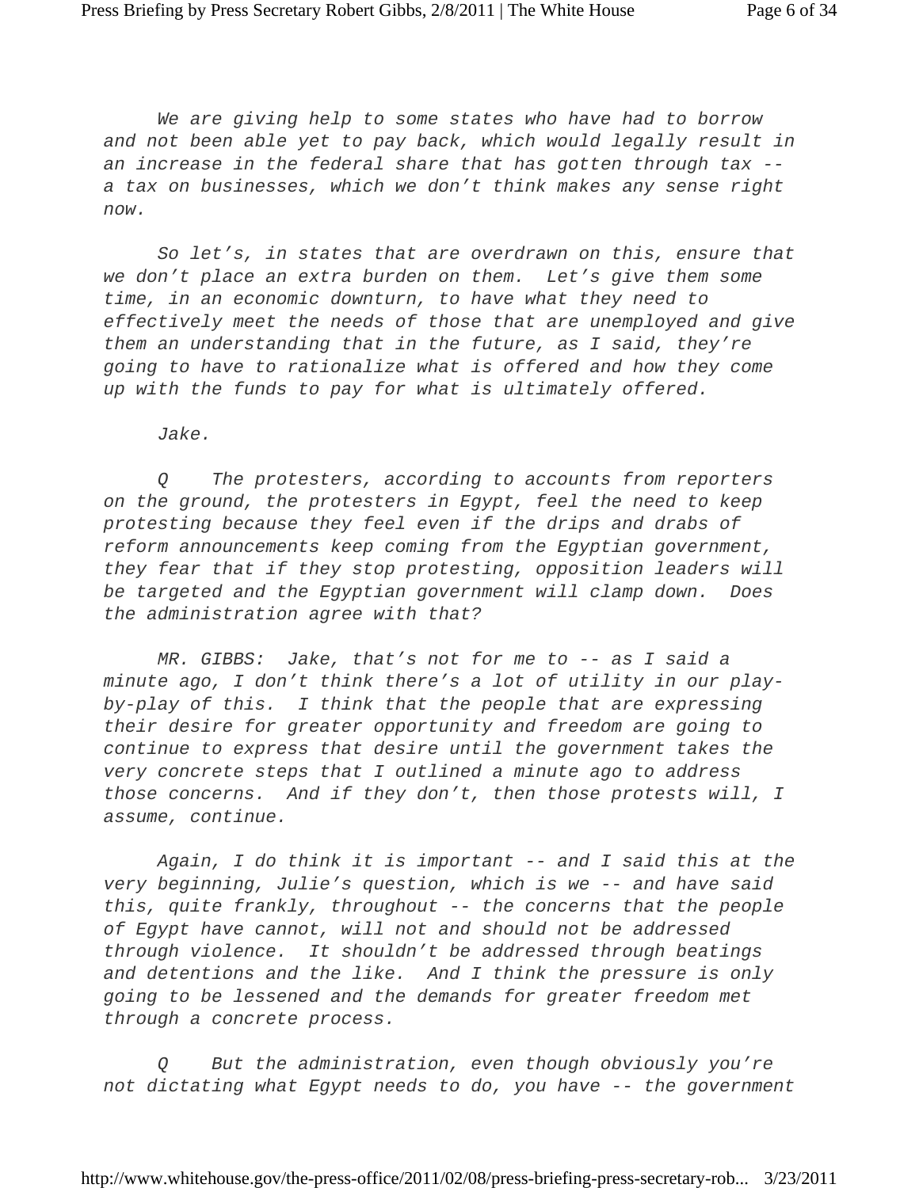We are giving help to some states who have had to borrow and not been able yet to pay back, which would legally result in an increase in the federal share that has gotten through tax -- a tax on businesses, which we don't think makes any sense right now.

So let's, in states that are overdrawn on this, ensure that we don't place an extra burden on them. Let's give them some time, in an economic downturn, to have what they need to effectively meet the needs of those that are unemployed and give them an understanding that in the future, as I said, they're going to have to rationalize what is offered and how they come up with the funds to pay for what is ultimately offered.

Jake.

Q The protesters, according to accounts from reporters on the ground, the protesters in Egypt, feel the need to keep protesting because they feel even if the drips and drabs of reform announcements keep coming from the Egyptian government, they fear that if they stop protesting, opposition leaders will be targeted and the Egyptian government will clamp down. Does the administration agree with that?

MR. GIBBS: Jake, that's not for me to -- as I said a minute ago, I don't think there's a lot of utility in our play-by-play of this. I think that the people that are expressing their desire for greater opportunity and freedom are going to continue to express that desire until the government takes the very concrete steps that I outlined a minute ago to address those concerns. And if they don't, then those protests will, I assume, continue.

Again, I do think it is important -- and I said this at the very beginning, Julie's question, which is we -- and have said this, quite frankly, throughout -- the concerns that the people of Egypt have cannot, will not and should not be addressed through violence. It shouldn't be addressed through beatings and detentions and the like. And I think the pressure is only going to be lessened and the demands for greater freedom met through a concrete process.

Q But the administration, even though obviously you're not dictating what Egypt needs to do, you have -- the government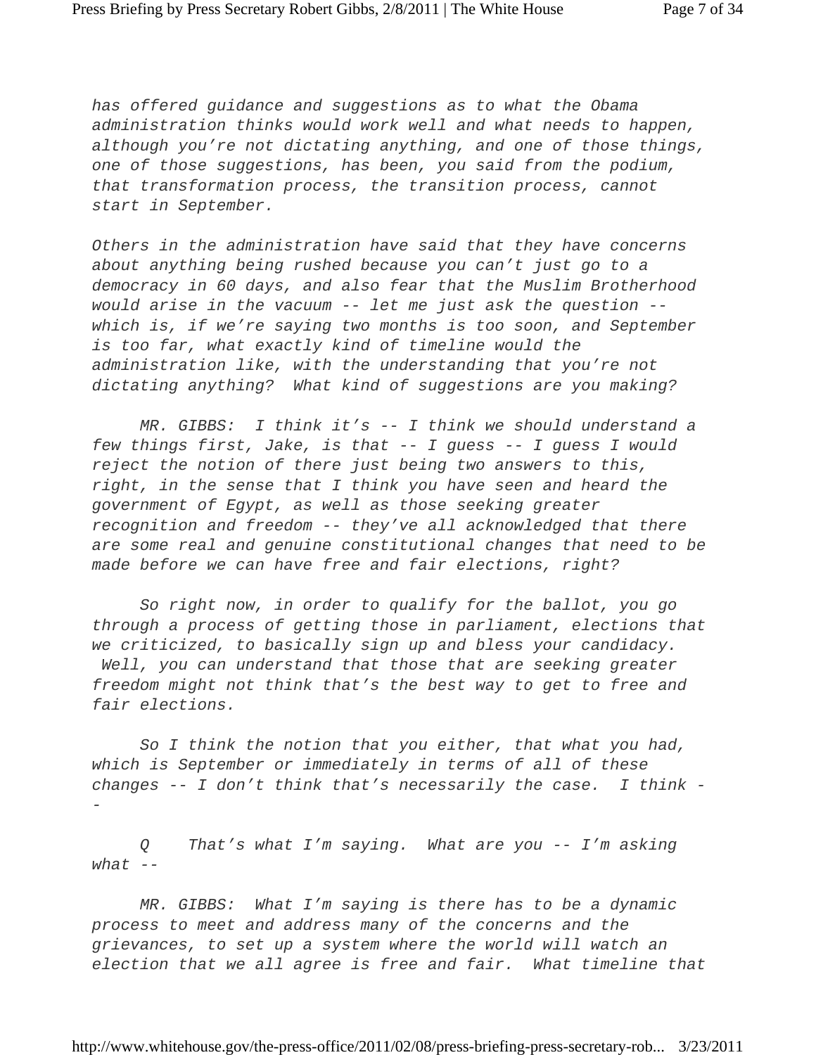*has offered guidance and suggestions as to what the Obama administration thinks would work well and what needs to happen, although you're not dictating anything, and one of those things, one of those suggestions, has been, you said from the podium, that transformation process, the transition process, cannot start in September.*

*Others in the administration have said that they have concerns about anything being rushed because you can't just go to a democracy in 60 days, and also fear that the Muslim Brotherhood would arise in the vacuum -- let me just ask the question -- which is, if we're saying two months is too soon, and September is too far, what exactly kind of timeline would the administration like, with the understanding that you're not dictating anything? What kind of suggestions are you making?*

*MR. GIBBS: I think it's -- I think we should understand a few things first, Jake, is that -- I guess -- I guess I would reject the notion of there just being two answers to this, right, in the sense that I think you have seen and heard the government of Egypt, as well as those seeking greater recognition and freedom -- they've all acknowledged that there are some real and genuine constitutional changes that need to be made before we can have free and fair elections, right?*

*So right now, in order to qualify for the ballot, you go through a process of getting those in parliament, elections that we criticized, to basically sign up and bless your candidacy. Well, you can understand that those that are seeking greater freedom might not think that's the best way to get to free and fair elections.*

*So I think the notion that you either, that what you had, which is September or immediately in terms of all of these changes -- I don't think that's necessarily the case. I think --*

*Q That's what I'm saying. What are you -- I'm asking what --*

*MR. GIBBS: What I'm saying is there has to be a dynamic process to meet and address many of the concerns and the grievances, to set up a system where the world will watch an election that we all agree is free and fair. What timeline that*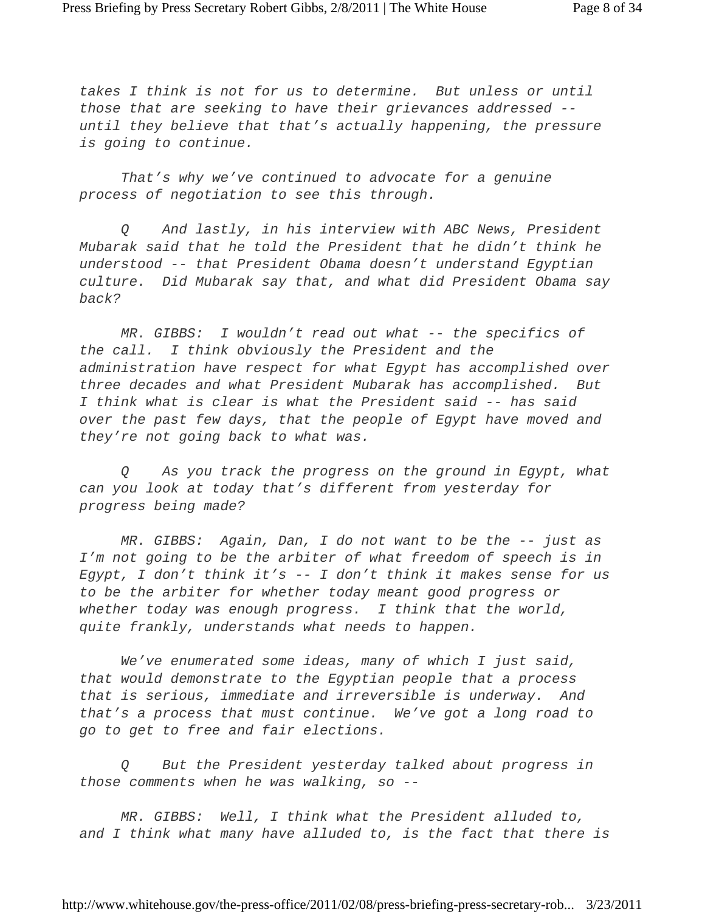takes I think is not for us to determine. But unless or until those that are seeking to have their grievances addressed -- until they believe that that's actually happening, the pressure is going to continue.

That's why we've continued to advocate for a genuine process of negotiation to see this through.

Q And lastly, in his interview with ABC News, President Mubarak said that he told the President that he didn't think he understood -- that President Obama doesn't understand Egyptian culture. Did Mubarak say that, and what did President Obama say back?

MR. GIBBS: I wouldn't read out what -- the specifics of the call. I think obviously the President and the administration have respect for what Egypt has accomplished over three decades and what President Mubarak has accomplished. But I think what is clear is what the President said -- has said over the past few days, that the people of Egypt have moved and they're not going back to what was.

Q As you track the progress on the ground in Egypt, what can you look at today that's different from yesterday for progress being made?

MR. GIBBS: Again, Dan, I do not want to be the -- just as I'm not going to be the arbiter of what freedom of speech is in Egypt, I don't think it's -- I don't think it makes sense for us to be the arbiter for whether today meant good progress or whether today was enough progress. I think that the world, quite frankly, understands what needs to happen.

We've enumerated some ideas, many of which I just said, that would demonstrate to the Egyptian people that a process that is serious, immediate and irreversible is underway. And that's a process that must continue. We've got a long road to go to get to free and fair elections.

Q But the President yesterday talked about progress in those comments when he was walking, so --

MR. GIBBS: Well, I think what the President alluded to, and I think what many have alluded to, is the fact that there is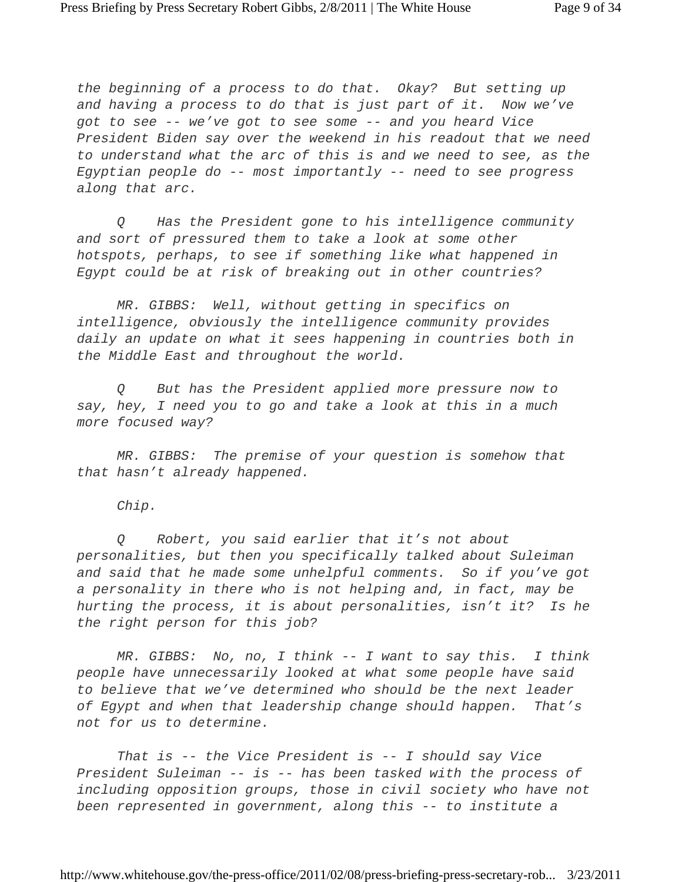*the beginning of a process to do that. Okay? But setting up and having a process to do that is just part of it. Now we've got to see -- we've got to see some -- and you heard Vice President Biden say over the weekend in his readout that we need to understand what the arc of this is and we need to see, as the Egyptian people do -- most importantly -- need to see progress along that arc.*

*Q Has the President gone to his intelligence community and sort of pressured them to take a look at some other hotspots, perhaps, to see if something like what happened in Egypt could be at risk of breaking out in other countries?*

*MR. GIBBS: Well, without getting in specifics on intelligence, obviously the intelligence community provides daily an update on what it sees happening in countries both in the Middle East and throughout the world.*

*Q But has the President applied more pressure now to say, hey, I need you to go and take a look at this in a much more focused way?*

*MR. GIBBS: The premise of your question is somehow that that hasn't already happened.*

*Chip.*

*Q Robert, you said earlier that it's not about personalities, but then you specifically talked about Suleiman and said that he made some unhelpful comments. So if you've got a personality in there who is not helping and, in fact, may be hurting the process, it is about personalities, isn't it? Is he the right person for this job?*

*MR. GIBBS: No, no, I think -- I want to say this. I think people have unnecessarily looked at what some people have said to believe that we've determined who should be the next leader of Egypt and when that leadership change should happen. That's not for us to determine.*

*That is -- the Vice President is -- I should say Vice President Suleiman -- is -- has been tasked with the process of including opposition groups, those in civil society who have not been represented in government, along this -- to institute a*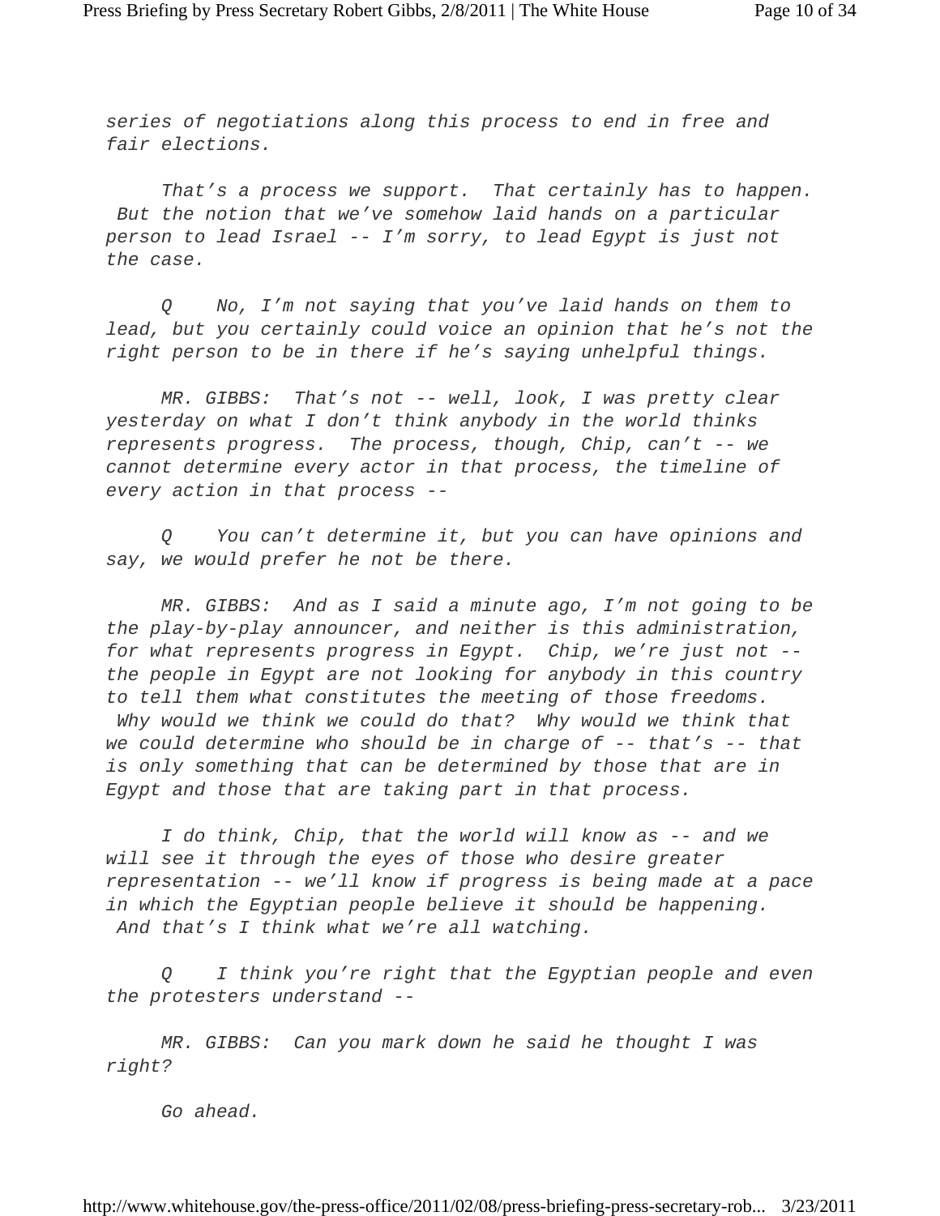*series of negotiations along this process to end in free and fair elections.*

*That's a process we support. That certainly has to happen. But the notion that we've somehow laid hands on a particular person to lead Israel -- I'm sorry, to lead Egypt is just not the case.*

*Q No, I'm not saying that you've laid hands on them to lead, but you certainly could voice an opinion that he's not the right person to be in there if he's saying unhelpful things.*

*MR. GIBBS: That's not -- well, look, I was pretty clear yesterday on what I don't think anybody in the world thinks represents progress. The process, though, Chip, can't -- we cannot determine every actor in that process, the timeline of every action in that process --*

*Q You can't determine it, but you can have opinions and say, we would prefer he not be there.*

*MR. GIBBS: And as I said a minute ago, I'm not going to be the play-by-play announcer, and neither is this administration, for what represents progress in Egypt. Chip, we're just not -- the people in Egypt are not looking for anybody in this country to tell them what constitutes the meeting of those freedoms. Why would we think we could do that? Why would we think that we could determine who should be in charge of -- that's -- that is only something that can be determined by those that are in Egypt and those that are taking part in that process.*

*I do think, Chip, that the world will know as -- and we will see it through the eyes of those who desire greater representation -- we'll know if progress is being made at a pace in which the Egyptian people believe it should be happening. And that's I think what we're all watching.*

*Q I think you're right that the Egyptian people and even the protesters understand --*

*MR. GIBBS: Can you mark down he said he thought I was right?*

*Go ahead.*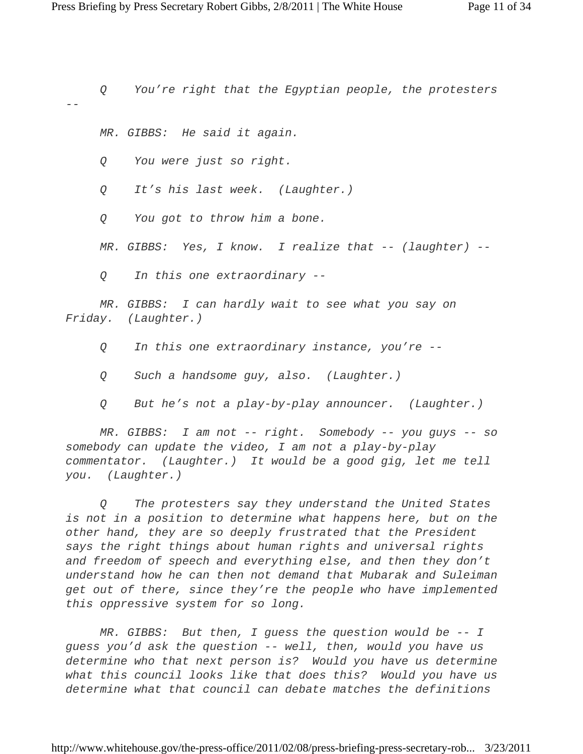*Q You're right that the Egyptian people, the protesters --*

*MR. GIBBS: He said it again.*

*Q You were just so right.*

*Q It's his last week. (Laughter.)*

*Q You got to throw him a bone.*

*MR. GIBBS: Yes, I know. I realize that -- (laughter) --*

*Q In this one extraordinary --*

*MR. GIBBS: I can hardly wait to see what you say on Friday. (Laughter.)*

*Q In this one extraordinary instance, you're --*

*Q Such a handsome guy, also. (Laughter.)*

*Q But he's not a play-by-play announcer. (Laughter.)*

*MR. GIBBS: I am not -- right. Somebody -- you guys -- so somebody can update the video, I am not a play-by-play commentator. (Laughter.) It would be a good gig, let me tell you. (Laughter.)*

*Q The protesters say they understand the United States is not in a position to determine what happens here, but on the other hand, they are so deeply frustrated that the President says the right things about human rights and universal rights and freedom of speech and everything else, and then they don't understand how he can then not demand that Mubarak and Suleiman get out of there, since they're the people who have implemented this oppressive system for so long.*

*MR. GIBBS: But then, I guess the question would be -- I guess you'd ask the question -- well, then, would you have us determine who that next person is? Would you have us determine what this council looks like that does this? Would you have us determine what that council can debate matches the definitions*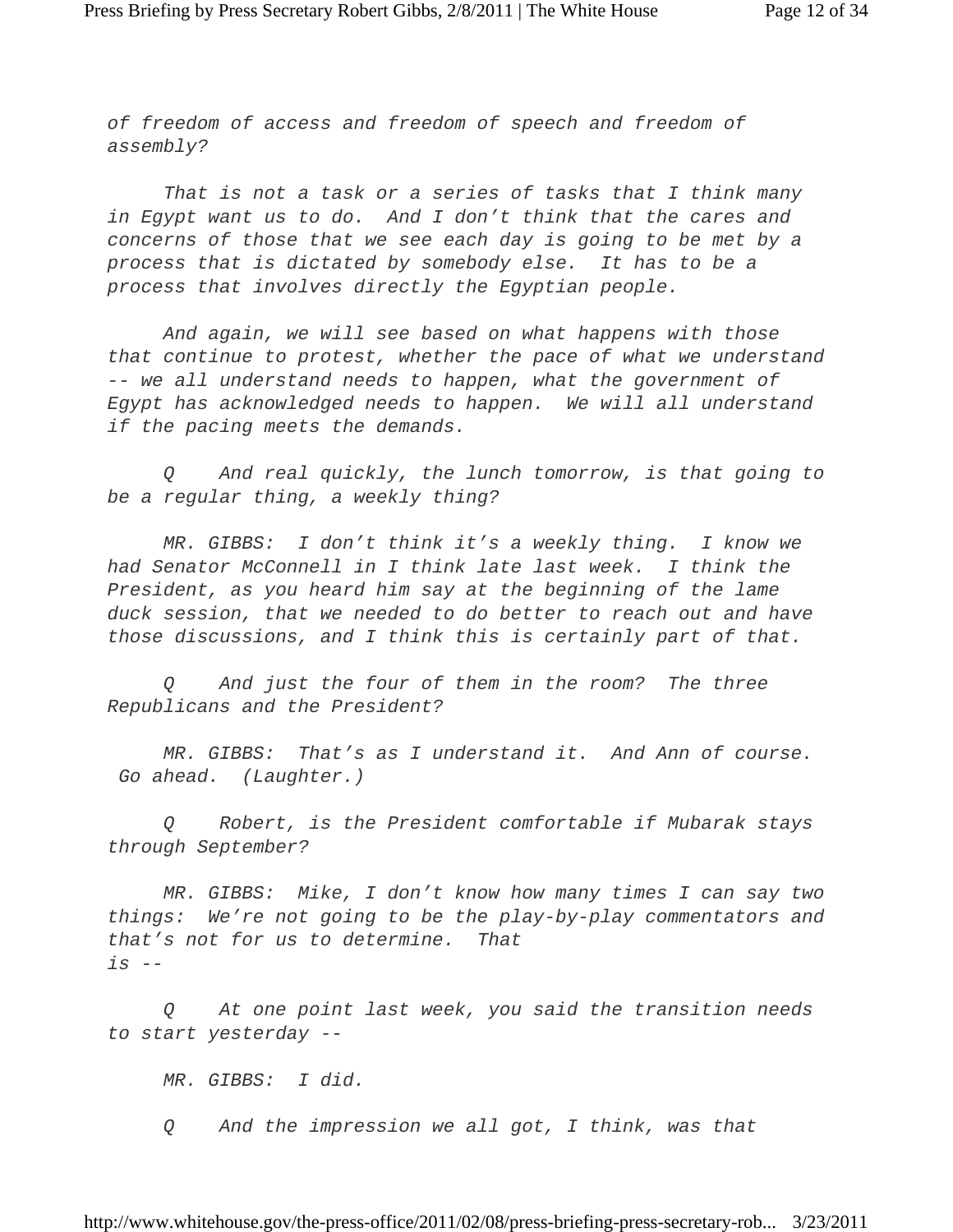*of freedom of access and freedom of speech and freedom of assembly?*

*That is not a task or a series of tasks that I think many in Egypt want us to do. And I don't think that the cares and concerns of those that we see each day is going to be met by a process that is dictated by somebody else. It has to be a process that involves directly the Egyptian people.*

*And again, we will see based on what happens with those that continue to protest, whether the pace of what we understand -- we all understand needs to happen, what the government of Egypt has acknowledged needs to happen. We will all understand if the pacing meets the demands.*

*Q And real quickly, the lunch tomorrow, is that going to be a regular thing, a weekly thing?*

*MR. GIBBS: I don't think it's a weekly thing. I know we had Senator McConnell in I think late last week. I think the President, as you heard him say at the beginning of the lame duck session, that we needed to do better to reach out and have those discussions, and I think this is certainly part of that.*

*Q And just the four of them in the room? The three Republicans and the President?*

*MR. GIBBS: That's as I understand it. And Ann of course. Go ahead. (Laughter.)*

*Q Robert, is the President comfortable if Mubarak stays through September?*

*MR. GIBBS: Mike, I don't know how many times I can say two things: We're not going to be the play-by-play commentators and that's not for us to determine. That is --*

*Q At one point last week, you said the transition needs to start yesterday --*

*MR. GIBBS: I did.*

*Q And the impression we all got, I think, was that*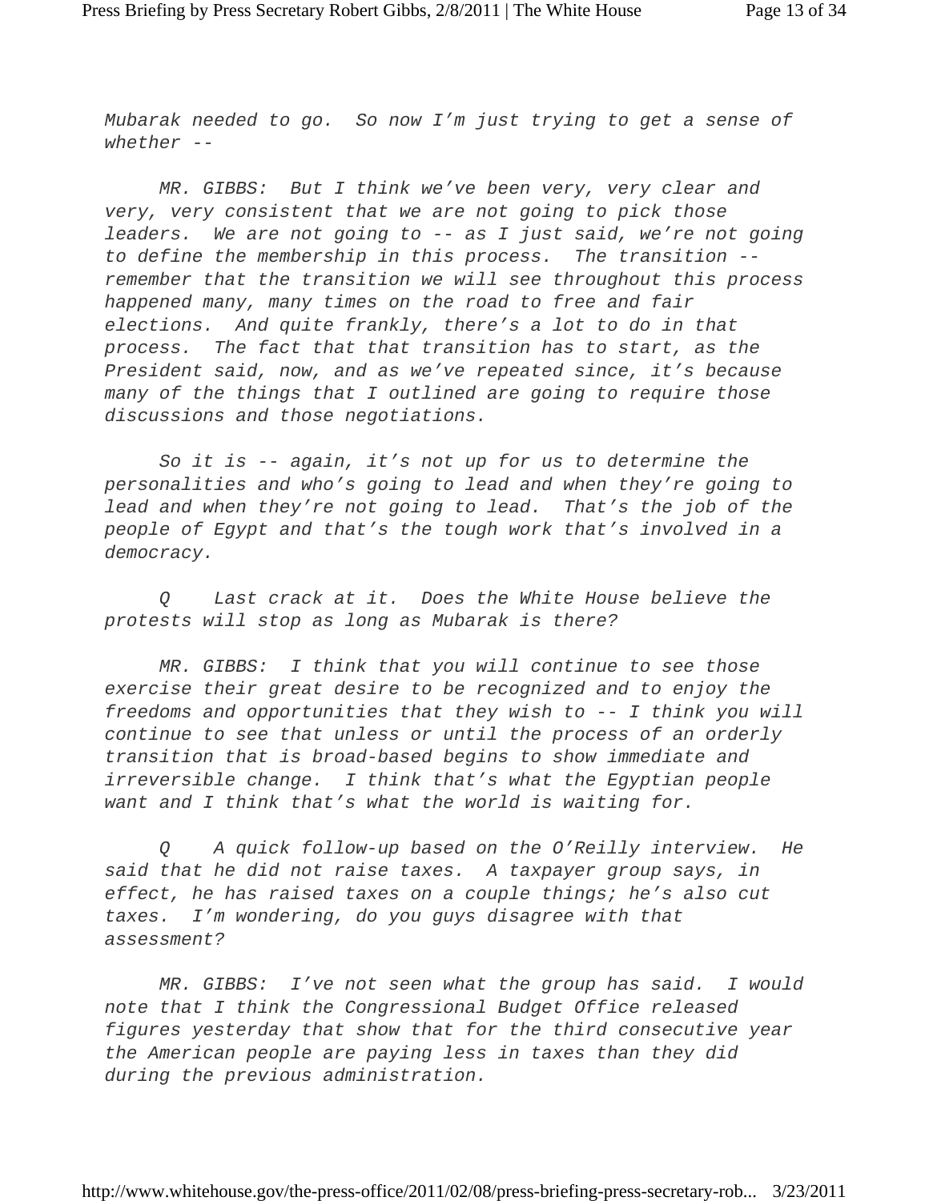*Mubarak needed to go. So now I'm just trying to get a sense of whether --*

*MR. GIBBS: But I think we've been very, very clear and very, very consistent that we are not going to pick those leaders. We are not going to -- as I just said, we're not going to define the membership in this process. The transition -- remember that the transition we will see throughout this process happened many, many times on the road to free and fair elections. And quite frankly, there's a lot to do in that process. The fact that that transition has to start, as the President said, now, and as we've repeated since, it's because many of the things that I outlined are going to require those discussions and those negotiations.*

*So it is -- again, it's not up for us to determine the personalities and who's going to lead and when they're going to lead and when they're not going to lead. That's the job of the people of Egypt and that's the tough work that's involved in a democracy.*

*Q Last crack at it. Does the White House believe the protests will stop as long as Mubarak is there?*

*MR. GIBBS: I think that you will continue to see those exercise their great desire to be recognized and to enjoy the freedoms and opportunities that they wish to -- I think you will continue to see that unless or until the process of an orderly transition that is broad-based begins to show immediate and irreversible change. I think that's what the Egyptian people want and I think that's what the world is waiting for.*

*Q A quick follow-up based on the O'Reilly interview. He said that he did not raise taxes. A taxpayer group says, in effect, he has raised taxes on a couple things; he's also cut taxes. I'm wondering, do you guys disagree with that assessment?*

*MR. GIBBS: I've not seen what the group has said. I would note that I think the Congressional Budget Office released figures yesterday that show that for the third consecutive year the American people are paying less in taxes than they did during the previous administration.*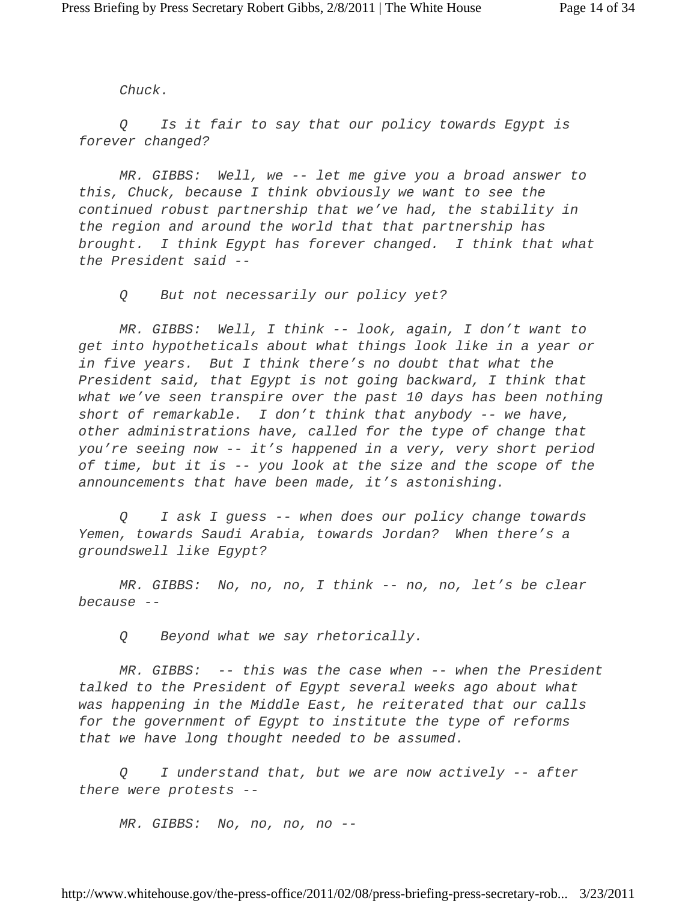*Chuck.*

*Q Is it fair to say that our policy towards Egypt is forever changed?*

*MR. GIBBS: Well, we -- let me give you a broad answer to this, Chuck, because I think obviously we want to see the continued robust partnership that we've had, the stability in the region and around the world that that partnership has brought. I think Egypt has forever changed. I think that what the President said --*

*Q But not necessarily our policy yet?*

*MR. GIBBS: Well, I think -- look, again, I don't want to get into hypotheticals about what things look like in a year or in five years. But I think there's no doubt that what the President said, that Egypt is not going backward, I think that what we've seen transpire over the past 10 days has been nothing short of remarkable. I don't think that anybody -- we have, other administrations have, called for the type of change that you're seeing now -- it's happened in a very, very short period of time, but it is -- you look at the size and the scope of the announcements that have been made, it's astonishing.*

*Q I ask I guess -- when does our policy change towards Yemen, towards Saudi Arabia, towards Jordan? When there's a groundswell like Egypt?*

*MR. GIBBS: No, no, no, I think -- no, no, let's be clear because --*

*Q Beyond what we say rhetorically.*

*MR. GIBBS: -- this was the case when -- when the President talked to the President of Egypt several weeks ago about what was happening in the Middle East, he reiterated that our calls for the government of Egypt to institute the type of reforms that we have long thought needed to be assumed.*

*Q I understand that, but we are now actively -- after there were protests --*

*MR. GIBBS: No, no, no, no --*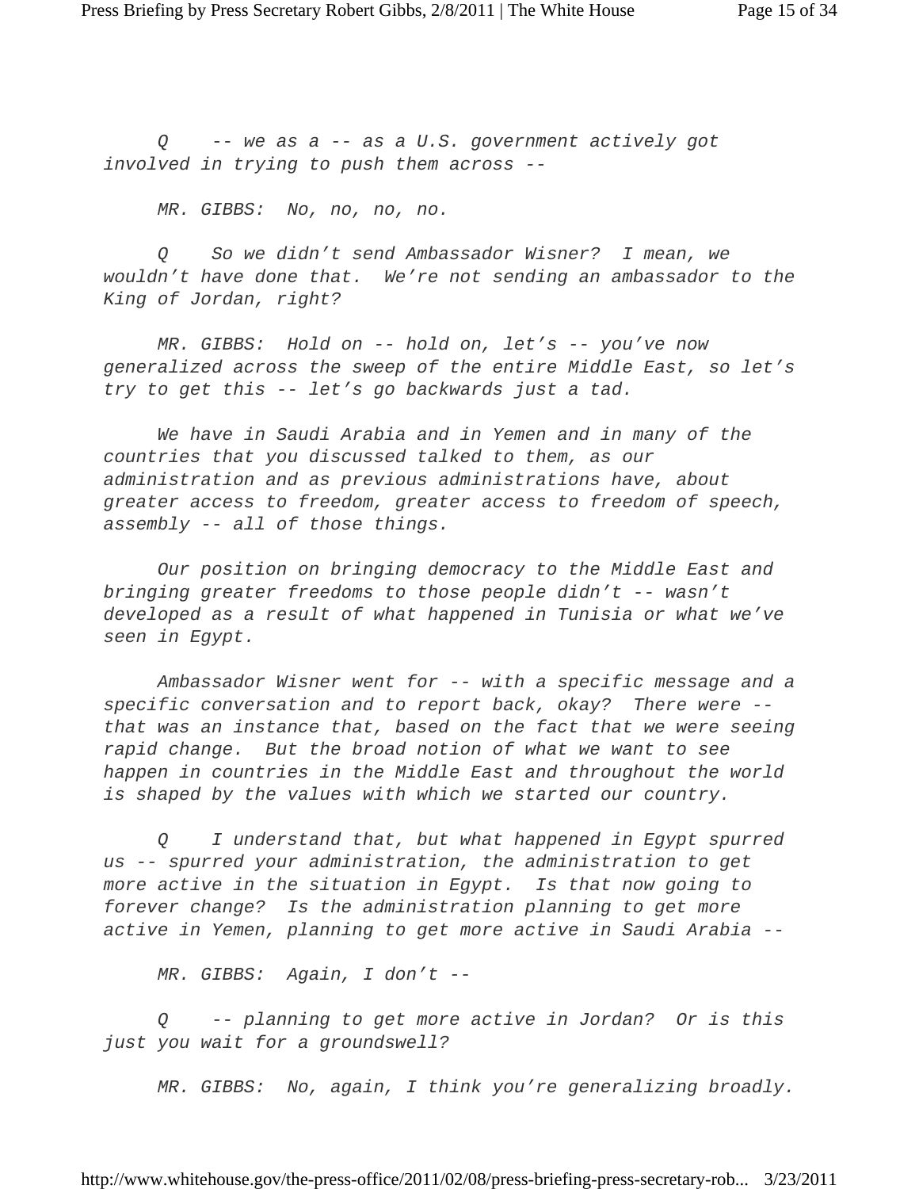*Q -- we as a -- as a U.S. government actively got involved in trying to push them across --*

*MR. GIBBS: No, no, no, no.*

*Q So we didn't send Ambassador Wisner? I mean, we wouldn't have done that. We're not sending an ambassador to the King of Jordan, right?*

*MR. GIBBS: Hold on -- hold on, let's -- you've now generalized across the sweep of the entire Middle East, so let's try to get this -- let's go backwards just a tad.*

*We have in Saudi Arabia and in Yemen and in many of the countries that you discussed talked to them, as our administration and as previous administrations have, about greater access to freedom, greater access to freedom of speech, assembly -- all of those things.*

*Our position on bringing democracy to the Middle East and bringing greater freedoms to those people didn't -- wasn't developed as a result of what happened in Tunisia or what we've seen in Egypt.*

*Ambassador Wisner went for -- with a specific message and a specific conversation and to report back, okay? There were -- that was an instance that, based on the fact that we were seeing rapid change. But the broad notion of what we want to see happen in countries in the Middle East and throughout the world is shaped by the values with which we started our country.*

*Q I understand that, but what happened in Egypt spurred us -- spurred your administration, the administration to get more active in the situation in Egypt. Is that now going to forever change? Is the administration planning to get more active in Yemen, planning to get more active in Saudi Arabia --*

*MR. GIBBS: Again, I don't --*

*Q -- planning to get more active in Jordan? Or is this just you wait for a groundswell?*

*MR. GIBBS: No, again, I think you're generalizing broadly.*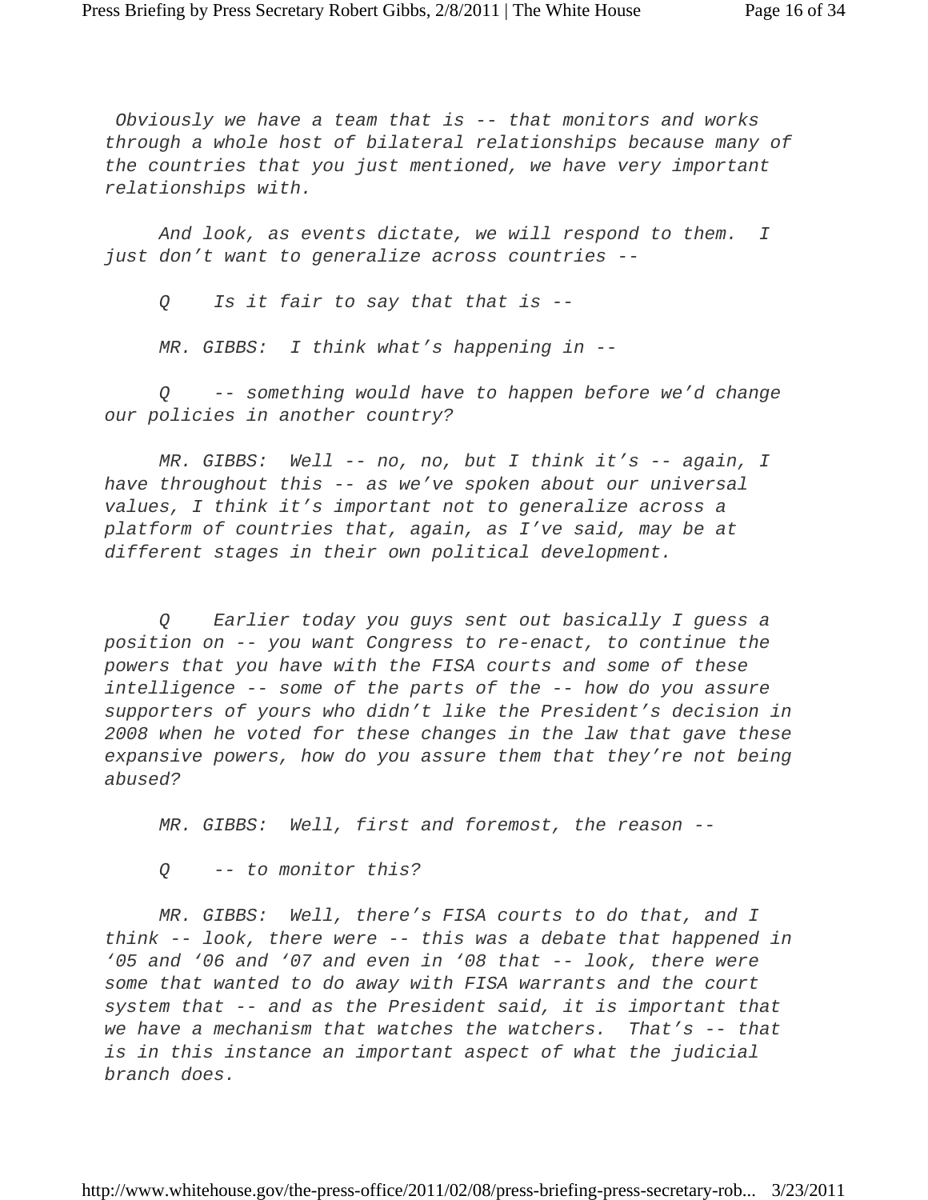*Obviously we have a team that is -- that monitors and works through a whole host of bilateral relationships because many of the countries that you just mentioned, we have very important relationships with.*

*And look, as events dictate, we will respond to them. I just don't want to generalize across countries --*

*Q Is it fair to say that that is --*

*MR. GIBBS: I think what's happening in --*

*Q -- something would have to happen before we'd change our policies in another country?*

*MR. GIBBS: Well -- no, no, but I think it's -- again, I have throughout this -- as we've spoken about our universal values, I think it's important not to generalize across a platform of countries that, again, as I've said, may be at different stages in their own political development.*

*Q Earlier today you guys sent out basically I guess a position on -- you want Congress to re-enact, to continue the powers that you have with the FISA courts and some of these intelligence -- some of the parts of the -- how do you assure supporters of yours who didn't like the President's decision in 2008 when he voted for these changes in the law that gave these expansive powers, how do you assure them that they're not being abused?*

*MR. GIBBS: Well, first and foremost, the reason --*

*Q -- to monitor this?*

*MR. GIBBS: Well, there's FISA courts to do that, and I think -- look, there were -- this was a debate that happened in '05 and '06 and '07 and even in '08 that -- look, there were some that wanted to do away with FISA warrants and the court system that -- and as the President said, it is important that we have a mechanism that watches the watchers. That's -- that is in this instance an important aspect of what the judicial branch does.*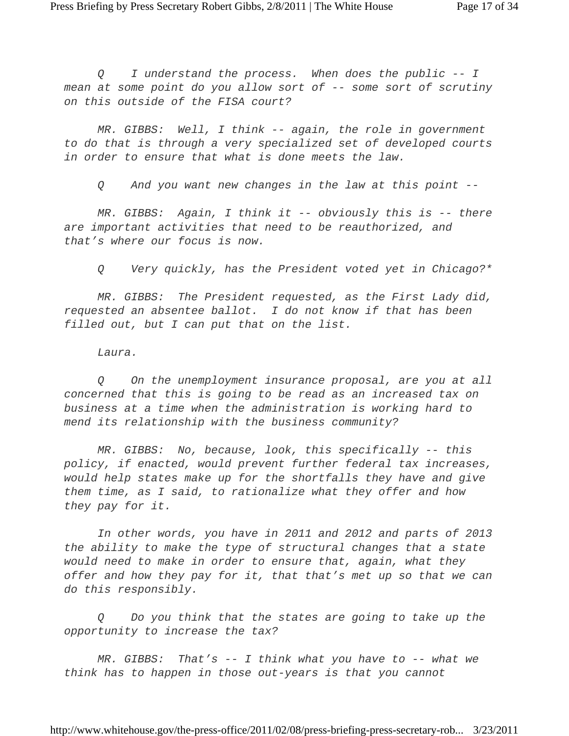*Q I understand the process. When does the public -- I mean at some point do you allow sort of -- some sort of scrutiny on this outside of the FISA court?*

*MR. GIBBS: Well, I think -- again, the role in government to do that is through a very specialized set of developed courts in order to ensure that what is done meets the law.*

*Q And you want new changes in the law at this point --*

*MR. GIBBS: Again, I think it -- obviously this is -- there are important activities that need to be reauthorized, and that's where our focus is now.*

*Q Very quickly, has the President voted yet in Chicago?**

*MR. GIBBS: The President requested, as the First Lady did, requested an absentee ballot. I do not know if that has been filled out, but I can put that on the list.*

*Laura.*

*Q On the unemployment insurance proposal, are you at all concerned that this is going to be read as an increased tax on business at a time when the administration is working hard to mend its relationship with the business community?*

*MR. GIBBS: No, because, look, this specifically -- this policy, if enacted, would prevent further federal tax increases, would help states make up for the shortfalls they have and give them time, as I said, to rationalize what they offer and how they pay for it.*

*In other words, you have in 2011 and 2012 and parts of 2013 the ability to make the type of structural changes that a state would need to make in order to ensure that, again, what they offer and how they pay for it, that that's met up so that we can do this responsibly.*

*Q Do you think that the states are going to take up the opportunity to increase the tax?*

*MR. GIBBS: That's -- I think what you have to -- what we think has to happen in those out-years is that you cannot*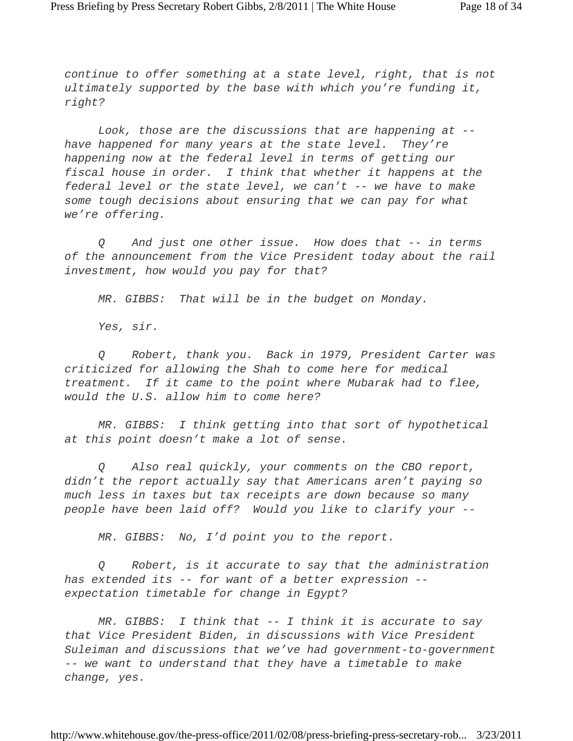*continue to offer something at a state level, right, that is not ultimately supported by the base with which you're funding it, right?*

*Look, those are the discussions that are happening at -- have happened for many years at the state level. They're happening now at the federal level in terms of getting our fiscal house in order. I think that whether it happens at the federal level or the state level, we can't -- we have to make some tough decisions about ensuring that we can pay for what we're offering.*

*Q And just one other issue. How does that -- in terms of the announcement from the Vice President today about the rail investment, how would you pay for that?*

*MR. GIBBS: That will be in the budget on Monday.*

*Yes, sir.*

*Q Robert, thank you. Back in 1979, President Carter was criticized for allowing the Shah to come here for medical treatment. If it came to the point where Mubarak had to flee, would the U.S. allow him to come here?*

*MR. GIBBS: I think getting into that sort of hypothetical at this point doesn't make a lot of sense.*

*Q Also real quickly, your comments on the CBO report, didn't the report actually say that Americans aren't paying so much less in taxes but tax receipts are down because so many people have been laid off? Would you like to clarify your --*

*MR. GIBBS: No, I'd point you to the report.*

*Q Robert, is it accurate to say that the administration has extended its -- for want of a better expression -- expectation timetable for change in Egypt?*

*MR. GIBBS: I think that -- I think it is accurate to say that Vice President Biden, in discussions with Vice President Suleiman and discussions that we've had government-to-government -- we want to understand that they have a timetable to make change, yes.*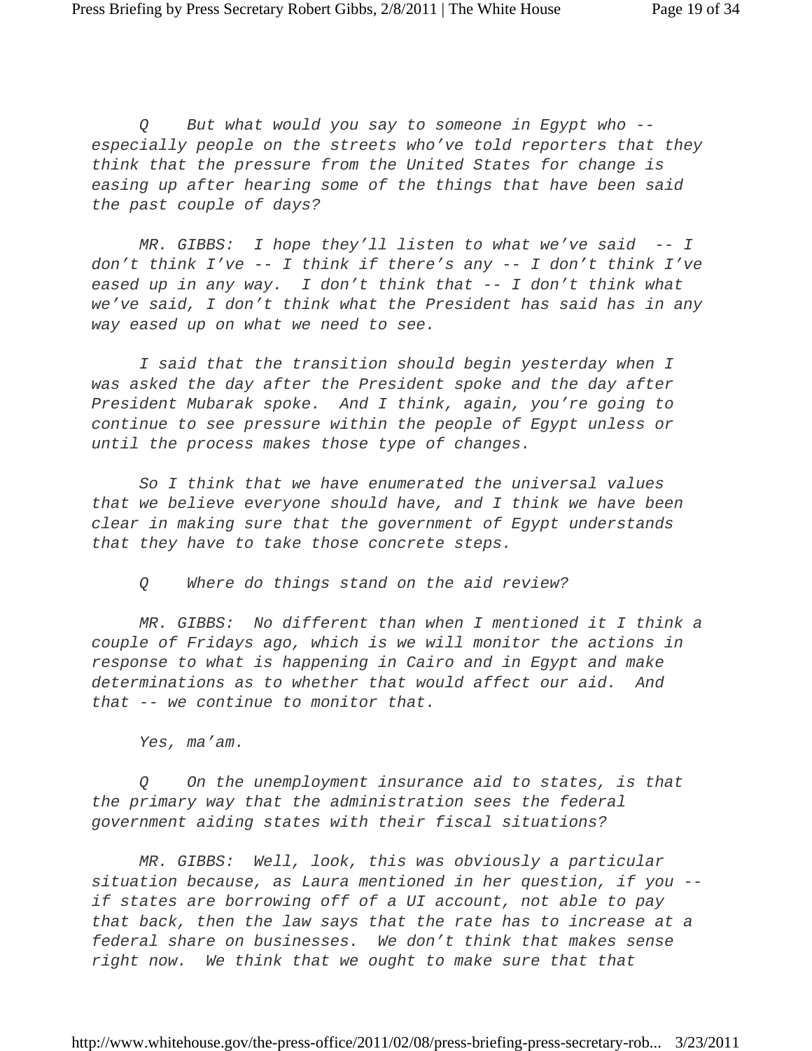*Q But what would you say to someone in Egypt who -- especially people on the streets who've told reporters that they think that the pressure from the United States for change is easing up after hearing some of the things that have been said the past couple of days?*

*MR. GIBBS: I hope they'll listen to what we've said -- I don't think I've -- I think if there's any -- I don't think I've eased up in any way. I don't think that -- I don't think what we've said, I don't think what the President has said has in any way eased up on what we need to see.*

*I said that the transition should begin yesterday when I was asked the day after the President spoke and the day after President Mubarak spoke. And I think, again, you're going to continue to see pressure within the people of Egypt unless or until the process makes those type of changes.*

*So I think that we have enumerated the universal values that we believe everyone should have, and I think we have been clear in making sure that the government of Egypt understands that they have to take those concrete steps.*

*Q Where do things stand on the aid review?*

*MR. GIBBS: No different than when I mentioned it I think a couple of Fridays ago, which is we will monitor the actions in response to what is happening in Cairo and in Egypt and make determinations as to whether that would affect our aid. And that -- we continue to monitor that.*

*Yes, ma'am.*

*Q On the unemployment insurance aid to states, is that the primary way that the administration sees the federal government aiding states with their fiscal situations?*

*MR. GIBBS: Well, look, this was obviously a particular situation because, as Laura mentioned in her question, if you -- if states are borrowing off of a UI account, not able to pay that back, then the law says that the rate has to increase at a federal share on businesses. We don't think that makes sense right now. We think that we ought to make sure that that*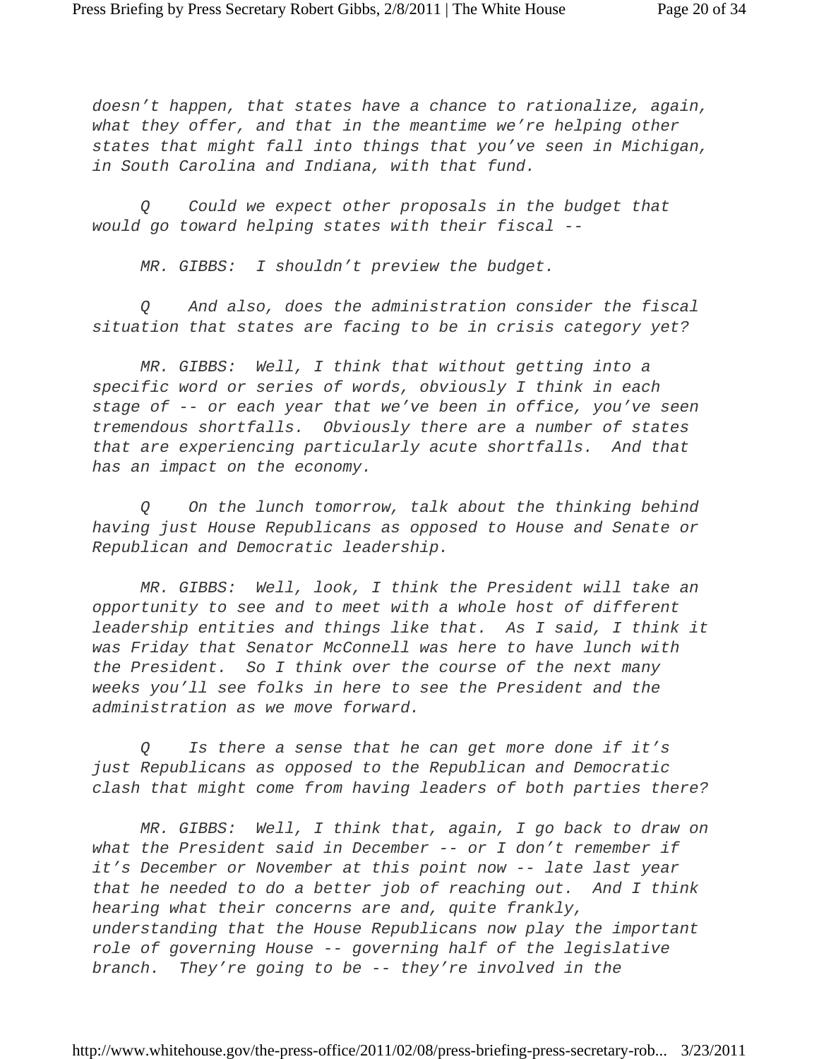*doesn't happen, that states have a chance to rationalize, again, what they offer, and that in the meantime we're helping other states that might fall into things that you've seen in Michigan, in South Carolina and Indiana, with that fund.*

*Q Could we expect other proposals in the budget that would go toward helping states with their fiscal --*

*MR. GIBBS: I shouldn't preview the budget.*

*Q And also, does the administration consider the fiscal situation that states are facing to be in crisis category yet?*

*MR. GIBBS: Well, I think that without getting into a specific word or series of words, obviously I think in each stage of -- or each year that we've been in office, you've seen tremendous shortfalls. Obviously there are a number of states that are experiencing particularly acute shortfalls. And that has an impact on the economy.*

*Q On the lunch tomorrow, talk about the thinking behind having just House Republicans as opposed to House and Senate or Republican and Democratic leadership.*

*MR. GIBBS: Well, look, I think the President will take an opportunity to see and to meet with a whole host of different leadership entities and things like that. As I said, I think it was Friday that Senator McConnell was here to have lunch with the President. So I think over the course of the next many weeks you'll see folks in here to see the President and the administration as we move forward.*

*Q Is there a sense that he can get more done if it's just Republicans as opposed to the Republican and Democratic clash that might come from having leaders of both parties there?*

*MR. GIBBS: Well, I think that, again, I go back to draw on what the President said in December -- or I don't remember if it's December or November at this point now -- late last year that he needed to do a better job of reaching out. And I think hearing what their concerns are and, quite frankly, understanding that the House Republicans now play the important role of governing House -- governing half of the legislative branch. They're going to be -- they're involved in the*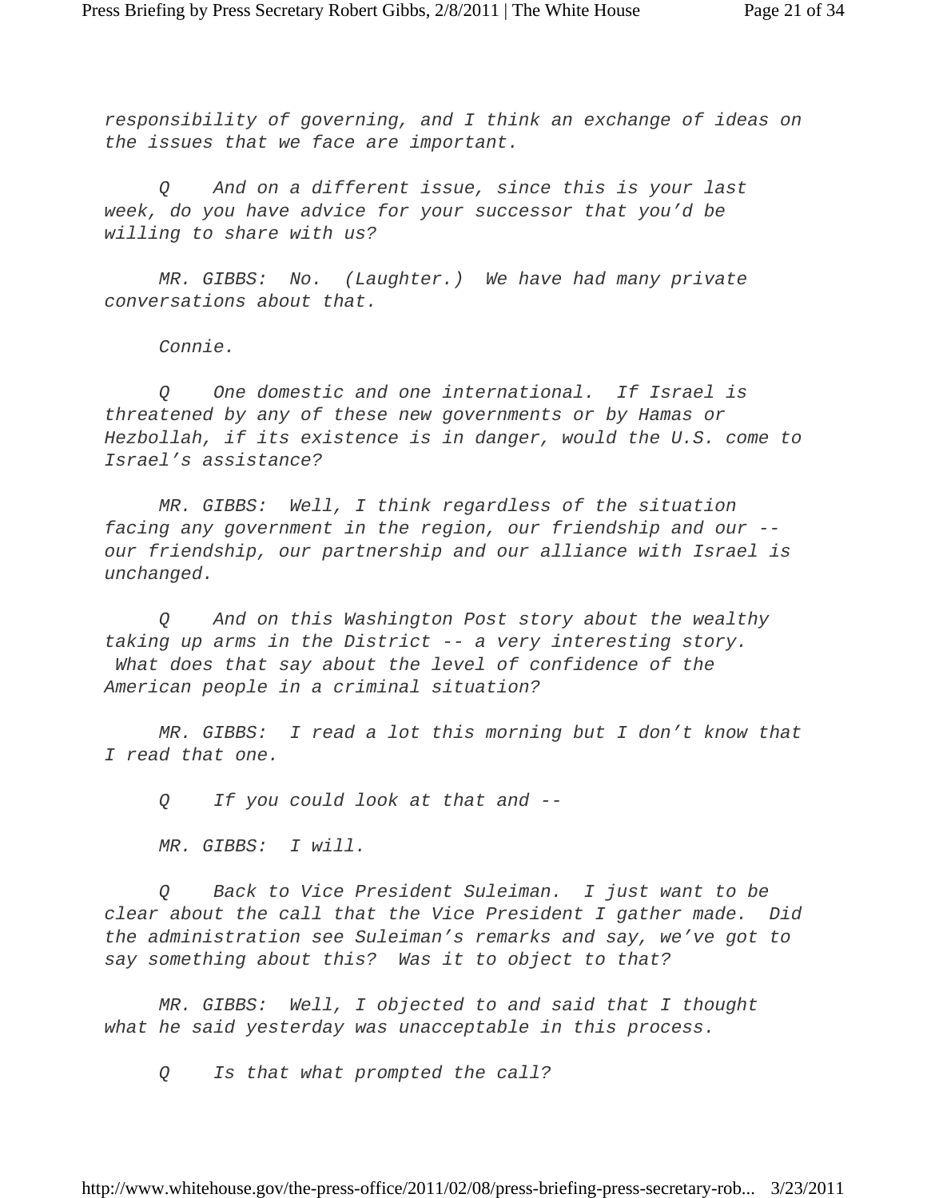*responsibility of governing, and I think an exchange of ideas on the issues that we face are important.*

*Q And on a different issue, since this is your last week, do you have advice for your successor that you'd be willing to share with us?*

*MR. GIBBS: No. (Laughter.) We have had many private conversations about that.*

*Connie.*

*Q One domestic and one international. If Israel is threatened by any of these new governments or by Hamas or Hezbollah, if its existence is in danger, would the U.S. come to Israel's assistance?*

*MR. GIBBS: Well, I think regardless of the situation facing any government in the region, our friendship and our -- our friendship, our partnership and our alliance with Israel is unchanged.*

*Q And on this Washington Post story about the wealthy taking up arms in the District -- a very interesting story. What does that say about the level of confidence of the American people in a criminal situation?*

*MR. GIBBS: I read a lot this morning but I don't know that I read that one.*

*Q If you could look at that and --*

*MR. GIBBS: I will.*

*Q Back to Vice President Suleiman. I just want to be clear about the call that the Vice President I gather made. Did the administration see Suleiman's remarks and say, we've got to say something about this? Was it to object to that?*

*MR. GIBBS: Well, I objected to and said that I thought what he said yesterday was unacceptable in this process.*

*Q Is that what prompted the call?*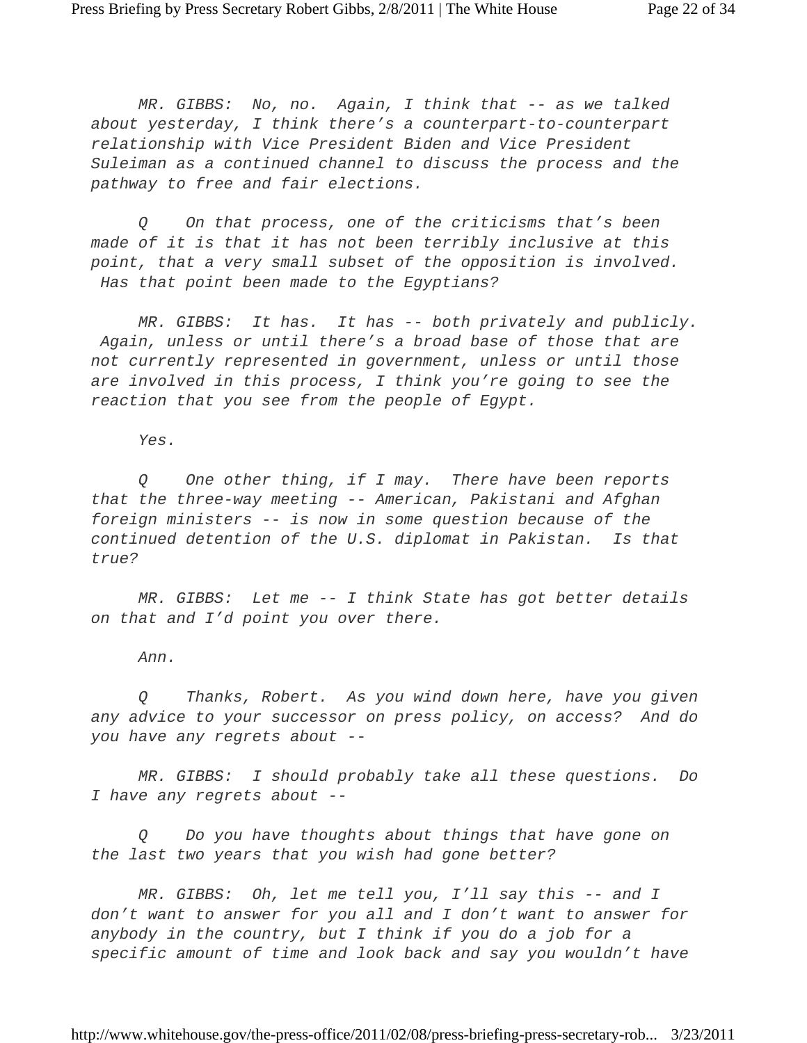*MR. GIBBS: No, no. Again, I think that -- as we talked about yesterday, I think there's a counterpart-to-counterpart relationship with Vice President Biden and Vice President Suleiman as a continued channel to discuss the process and the pathway to free and fair elections.*

*Q On that process, one of the criticisms that's been made of it is that it has not been terribly inclusive at this point, that a very small subset of the opposition is involved. Has that point been made to the Egyptians?*

*MR. GIBBS: It has. It has -- both privately and publicly. Again, unless or until there's a broad base of those that are not currently represented in government, unless or until those are involved in this process, I think you're going to see the reaction that you see from the people of Egypt.*

*Yes.*

*Q One other thing, if I may. There have been reports that the three-way meeting -- American, Pakistani and Afghan foreign ministers -- is now in some question because of the continued detention of the U.S. diplomat in Pakistan. Is that true?*

*MR. GIBBS: Let me -- I think State has got better details on that and I'd point you over there.*

*Ann.*

*Q Thanks, Robert. As you wind down here, have you given any advice to your successor on press policy, on access? And do you have any regrets about --*

*MR. GIBBS: I should probably take all these questions. Do I have any regrets about --*

*Q Do you have thoughts about things that have gone on the last two years that you wish had gone better?*

*MR. GIBBS: Oh, let me tell you, I'll say this -- and I don't want to answer for you all and I don't want to answer for anybody in the country, but I think if you do a job for a specific amount of time and look back and say you wouldn't have*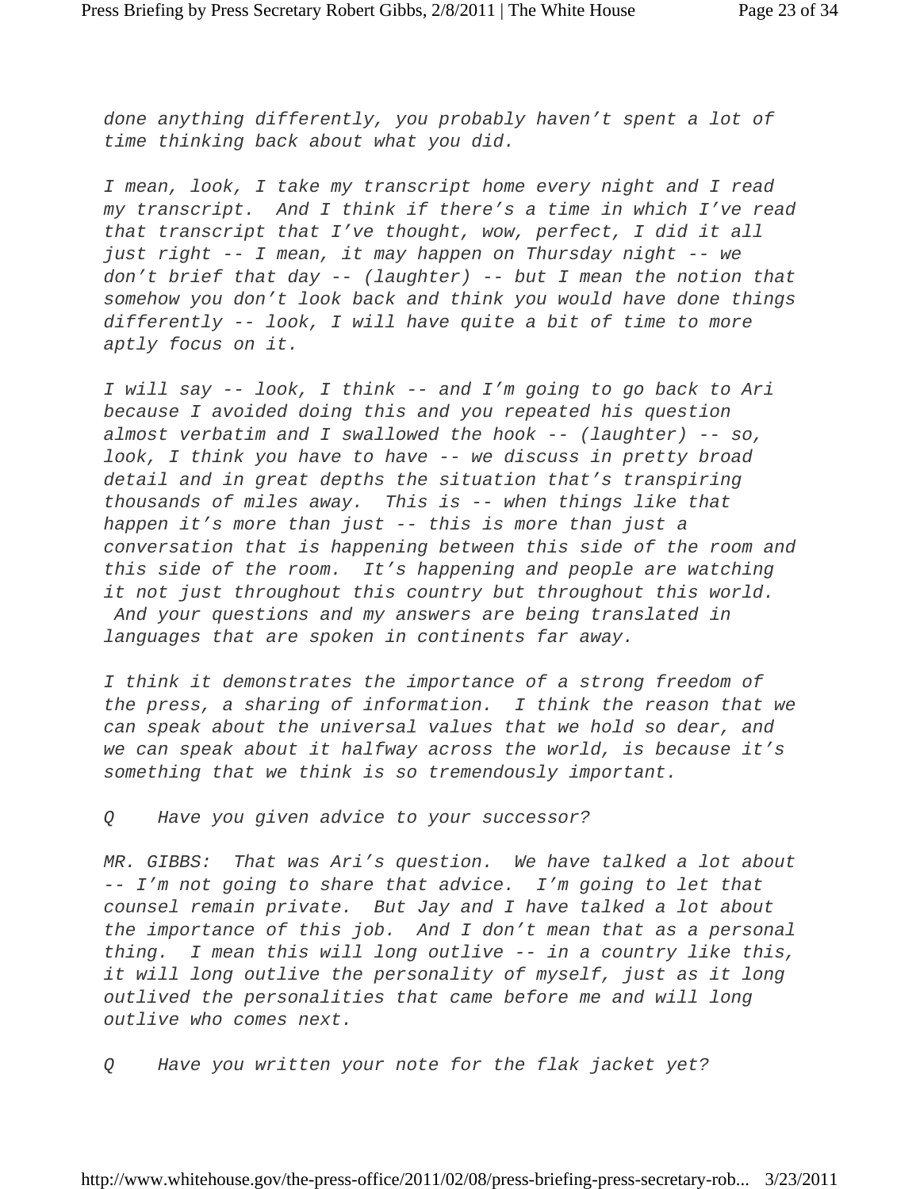*done anything differently, you probably haven't spent a lot of time thinking back about what you did.*

*I mean, look, I take my transcript home every night and I read my transcript. And I think if there's a time in which I've read that transcript that I've thought, wow, perfect, I did it all just right -- I mean, it may happen on Thursday night -- we don't brief that day -- (laughter) -- but I mean the notion that somehow you don't look back and think you would have done things differently -- look, I will have quite a bit of time to more aptly focus on it.*

*I will say -- look, I think -- and I'm going to go back to Ari because I avoided doing this and you repeated his question almost verbatim and I swallowed the hook -- (laughter) -- so, look, I think you have to have -- we discuss in pretty broad detail and in great depths the situation that's transpiring thousands of miles away. This is -- when things like that happen it's more than just -- this is more than just a conversation that is happening between this side of the room and this side of the room. It's happening and people are watching it not just throughout this country but throughout this world. And your questions and my answers are being translated in languages that are spoken in continents far away.*

*I think it demonstrates the importance of a strong freedom of the press, a sharing of information. I think the reason that we can speak about the universal values that we hold so dear, and we can speak about it halfway across the world, is because it's something that we think is so tremendously important.*

*Q Have you given advice to your successor?*

*MR. GIBBS: That was Ari's question. We have talked a lot about -- I'm not going to share that advice. I'm going to let that counsel remain private. But Jay and I have talked a lot about the importance of this job. And I don't mean that as a personal thing. I mean this will long outlive -- in a country like this, it will long outlive the personality of myself, just as it long outlived the personalities that came before me and will long outlive who comes next.*

*Q Have you written your note for the flak jacket yet?*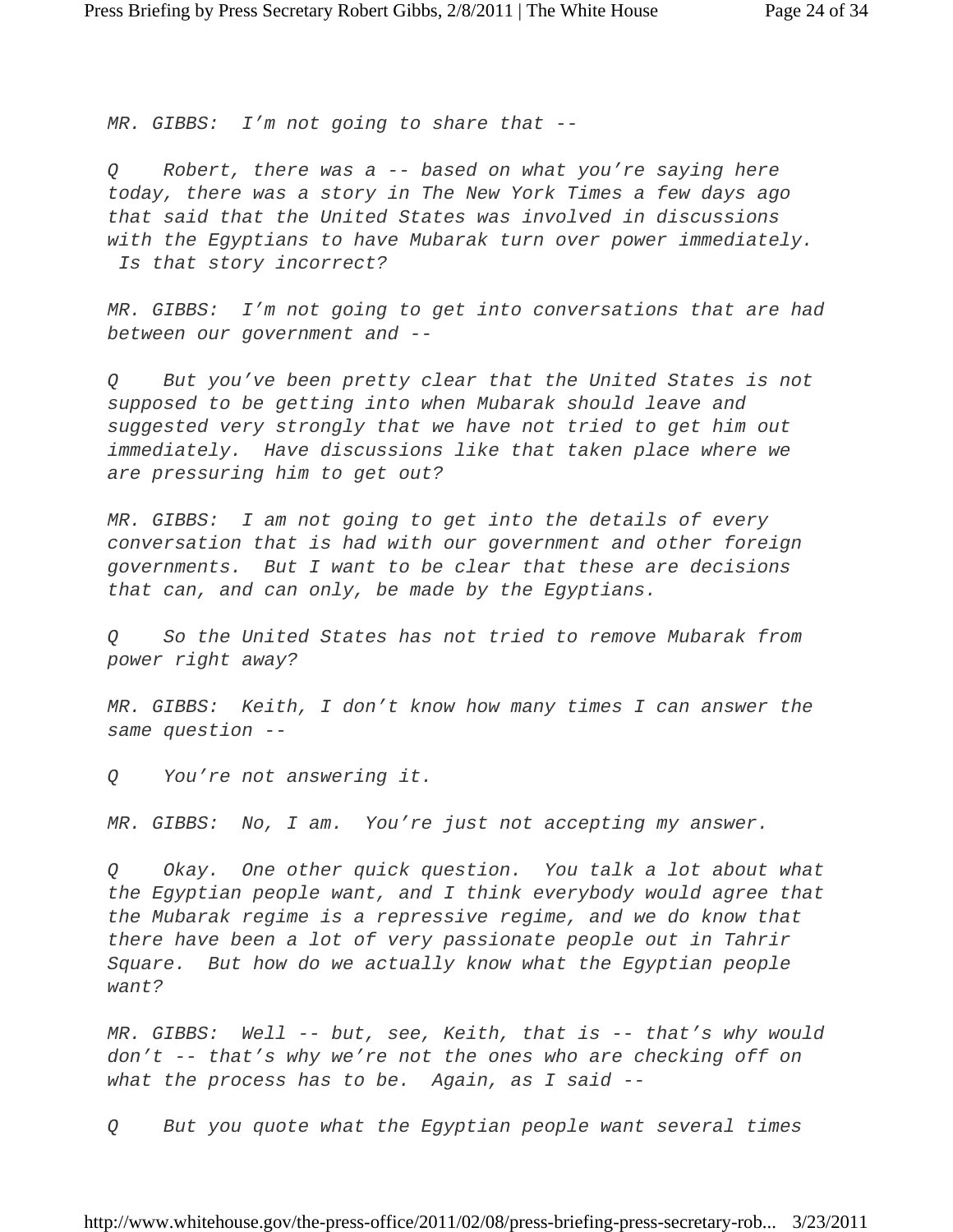*MR. GIBBS: I'm not going to share that --*

*Q Robert, there was a -- based on what you're saying here today, there was a story in The New York Times a few days ago that said that the United States was involved in discussions with the Egyptians to have Mubarak turn over power immediately. Is that story incorrect?*

*MR. GIBBS: I'm not going to get into conversations that are had between our government and --*

*Q But you've been pretty clear that the United States is not supposed to be getting into when Mubarak should leave and suggested very strongly that we have not tried to get him out immediately. Have discussions like that taken place where we are pressuring him to get out?*

*MR. GIBBS: I am not going to get into the details of every conversation that is had with our government and other foreign governments. But I want to be clear that these are decisions that can, and can only, be made by the Egyptians.*

*Q So the United States has not tried to remove Mubarak from power right away?*

*MR. GIBBS: Keith, I don't know how many times I can answer the same question --*

*Q You're not answering it.*

*MR. GIBBS: No, I am. You're just not accepting my answer.*

*Q Okay. One other quick question. You talk a lot about what the Egyptian people want, and I think everybody would agree that the Mubarak regime is a repressive regime, and we do know that there have been a lot of very passionate people out in Tahrir Square. But how do we actually know what the Egyptian people want?*

*MR. GIBBS: Well -- but, see, Keith, that is -- that's why would don't -- that's why we're not the ones who are checking off on what the process has to be. Again, as I said --*

*Q But you quote what the Egyptian people want several times*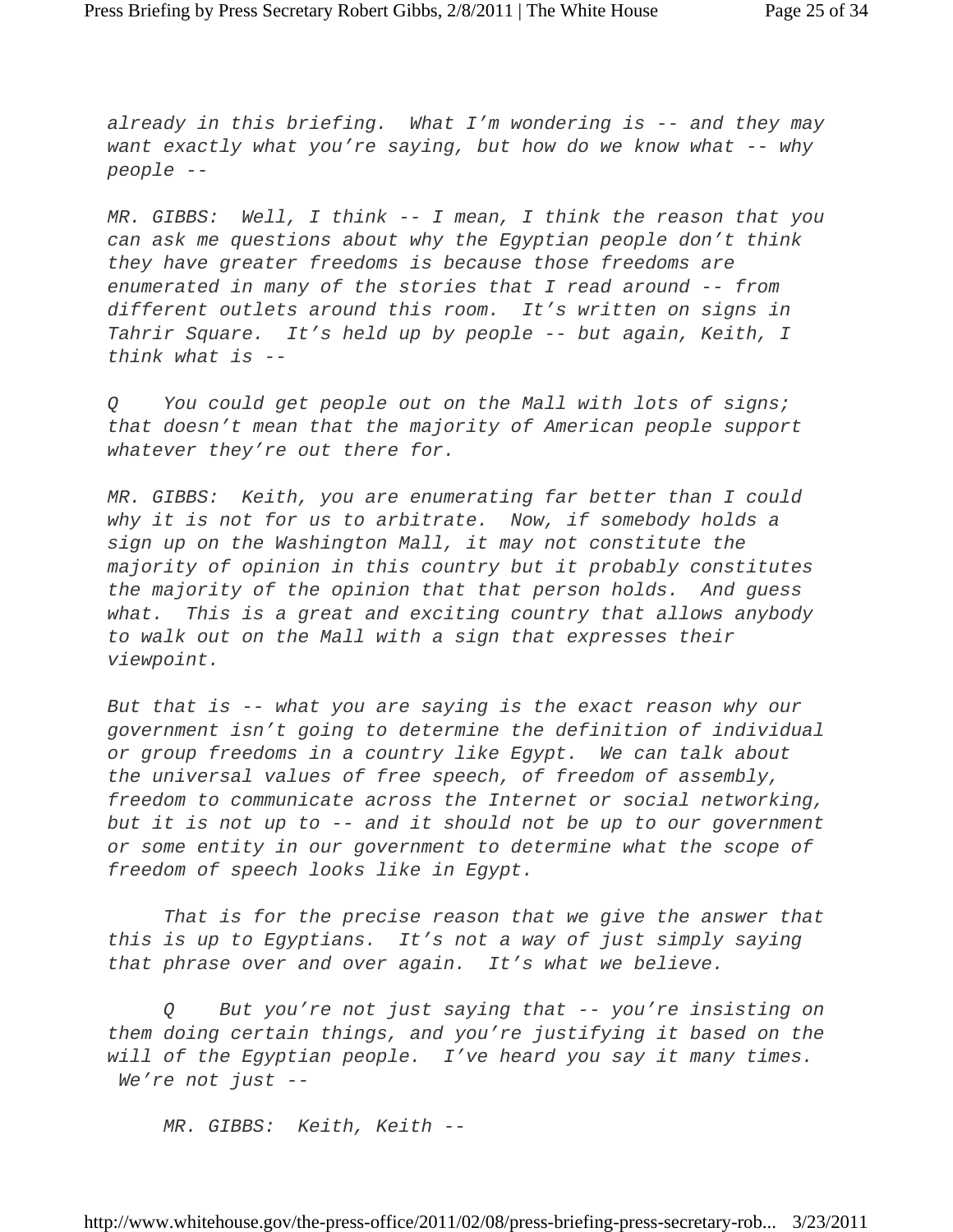*already in this briefing. What I'm wondering is -- and they may want exactly what you're saying, but how do we know what -- why people --*

*MR. GIBBS: Well, I think -- I mean, I think the reason that you can ask me questions about why the Egyptian people don't think they have greater freedoms is because those freedoms are enumerated in many of the stories that I read around -- from different outlets around this room. It's written on signs in Tahrir Square. It's held up by people -- but again, Keith, I think what is --*

*Q You could get people out on the Mall with lots of signs; that doesn't mean that the majority of American people support whatever they're out there for.*

*MR. GIBBS: Keith, you are enumerating far better than I could why it is not for us to arbitrate. Now, if somebody holds a sign up on the Washington Mall, it may not constitute the majority of opinion in this country but it probably constitutes the majority of the opinion that that person holds. And guess what. This is a great and exciting country that allows anybody to walk out on the Mall with a sign that expresses their viewpoint.*

*But that is -- what you are saying is the exact reason why our government isn't going to determine the definition of individual or group freedoms in a country like Egypt. We can talk about the universal values of free speech, of freedom of assembly, freedom to communicate across the Internet or social networking, but it is not up to -- and it should not be up to our government or some entity in our government to determine what the scope of freedom of speech looks like in Egypt.*

*That is for the precise reason that we give the answer that this is up to Egyptians. It's not a way of just simply saying that phrase over and over again. It's what we believe.*

*Q But you're not just saying that -- you're insisting on them doing certain things, and you're justifying it based on the will of the Egyptian people. I've heard you say it many times. We're not just --*

*MR. GIBBS: Keith, Keith --*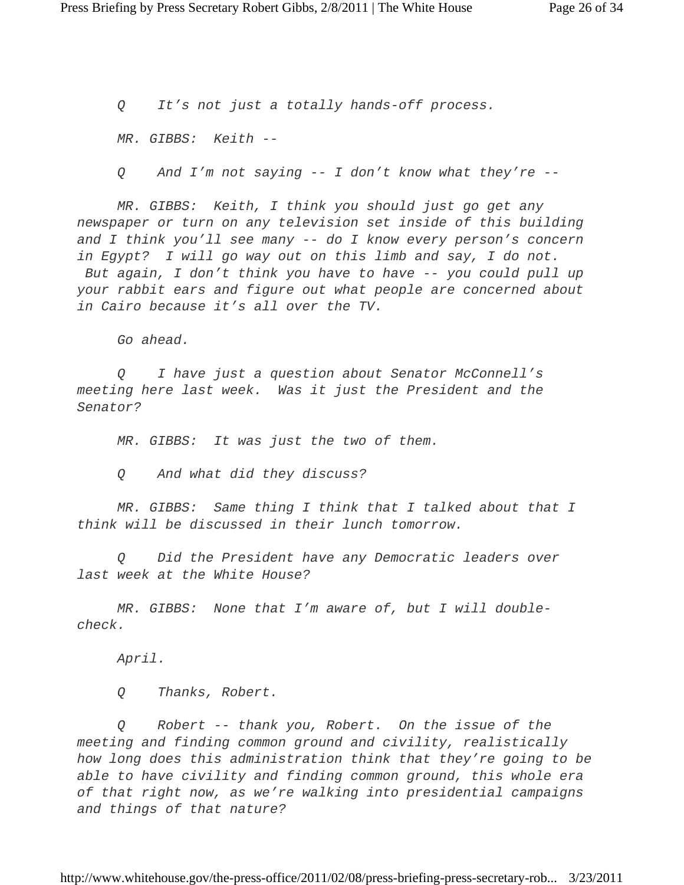*Q It's not just a totally hands-off process.*

*MR. GIBBS: Keith --*

*Q And I'm not saying -- I don't know what they're --*

*MR. GIBBS: Keith, I think you should just go get any newspaper or turn on any television set inside of this building and I think you'll see many -- do I know every person's concern in Egypt? I will go way out on this limb and say, I do not. But again, I don't think you have to have -- you could pull up your rabbit ears and figure out what people are concerned about in Cairo because it's all over the TV.*

*Go ahead.*

*Q I have just a question about Senator McConnell's meeting here last week. Was it just the President and the Senator?*

*MR. GIBBS: It was just the two of them.*

*Q And what did they discuss?*

*MR. GIBBS: Same thing I think that I talked about that I think will be discussed in their lunch tomorrow.*

*Q Did the President have any Democratic leaders over last week at the White House?*

*MR. GIBBS: None that I'm aware of, but I will double-check.*

*April.*

*Q Thanks, Robert.*

*Q Robert -- thank you, Robert. On the issue of the meeting and finding common ground and civility, realistically how long does this administration think that they're going to be able to have civility and finding common ground, this whole era of that right now, as we're walking into presidential campaigns and things of that nature?*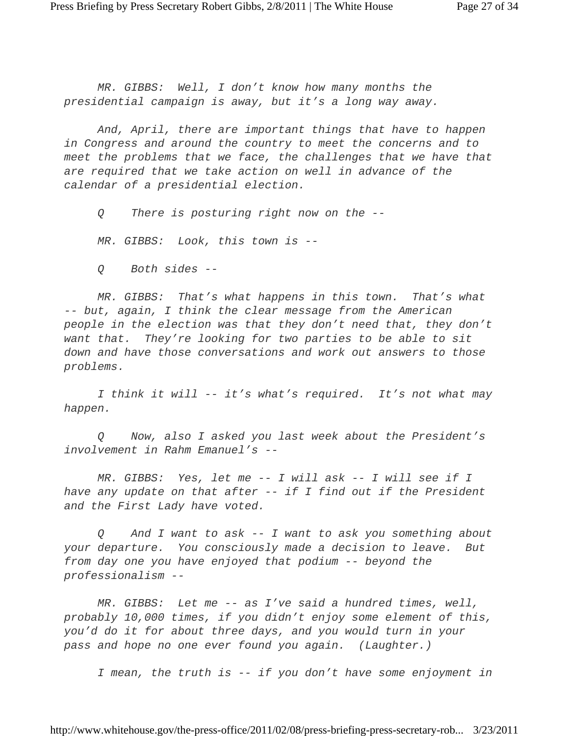MR. GIBBS: Well, I don't know how many months the presidential campaign is away, but it's a long way away.

And, April, there are important things that have to happen in Congress and around the country to meet the concerns and to meet the problems that we face, the challenges that we have that are required that we take action on well in advance of the calendar of a presidential election.

Q There is posturing right now on the --

MR. GIBBS: Look, this town is --

Q Both sides --

MR. GIBBS: That's what happens in this town. That's what -- but, again, I think the clear message from the American people in the election was that they don't need that, they don't want that. They're looking for two parties to be able to sit down and have those conversations and work out answers to those problems.

I think it will -- it's what's required. It's not what may happen.

Q Now, also I asked you last week about the President's involvement in Rahm Emanuel's --

MR. GIBBS: Yes, let me -- I will ask -- I will see if I have any update on that after -- if I find out if the President and the First Lady have voted.

Q And I want to ask -- I want to ask you something about your departure. You consciously made a decision to leave. But from day one you have enjoyed that podium -- beyond the professionalism --

MR. GIBBS: Let me -- as I've said a hundred times, well, probably 10,000 times, if you didn't enjoy some element of this, you'd do it for about three days, and you would turn in your pass and hope no one ever found you again. (Laughter.)

I mean, the truth is -- if you don't have some enjoyment in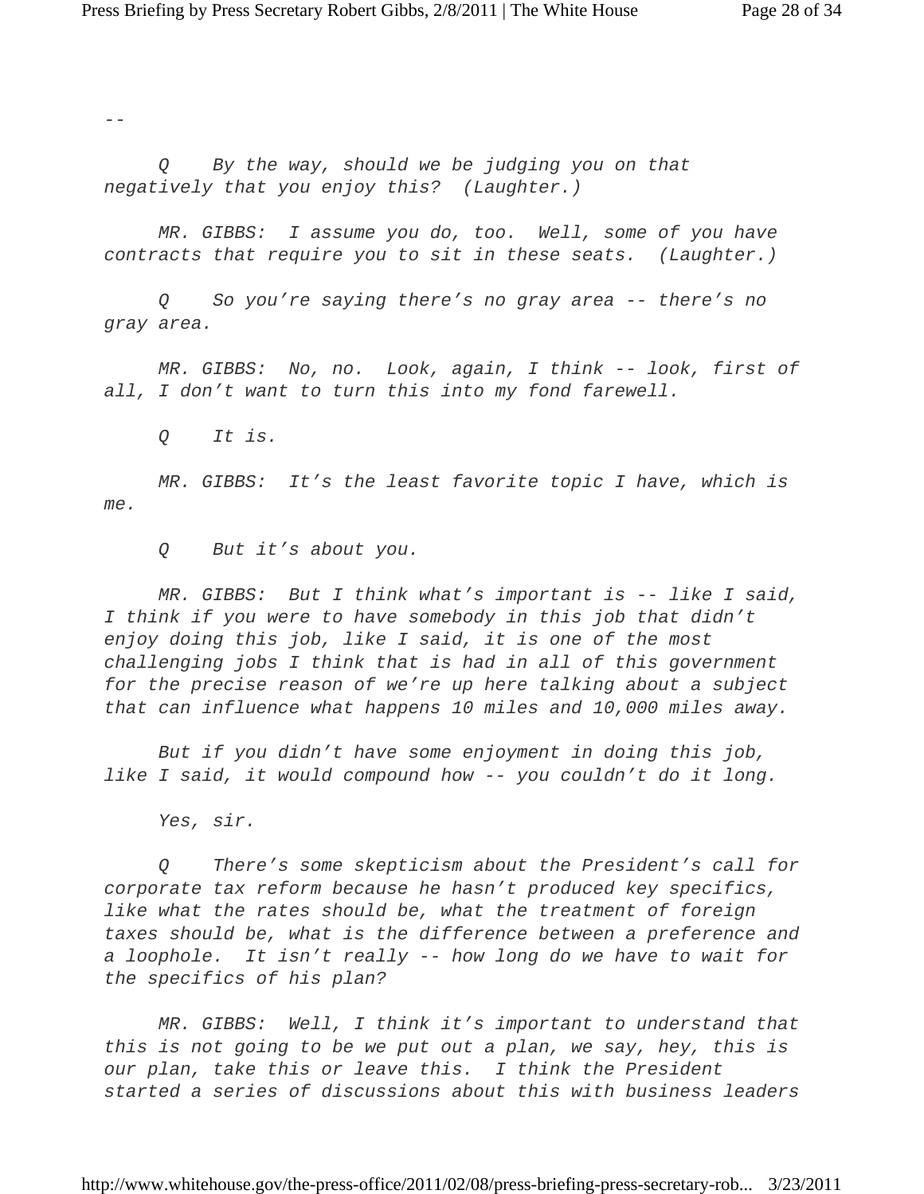--

*Q By the way, should we be judging you on that negatively that you enjoy this? (Laughter.)*

*MR. GIBBS: I assume you do, too. Well, some of you have contracts that require you to sit in these seats. (Laughter.)*

*Q So you're saying there's no gray area -- there's no gray area.*

*MR. GIBBS: No, no. Look, again, I think -- look, first of all, I don't want to turn this into my fond farewell.*

*Q It is.*

*MR. GIBBS: It's the least favorite topic I have, which is me.*

*Q But it's about you.*

*MR. GIBBS: But I think what's important is -- like I said, I think if you were to have somebody in this job that didn't enjoy doing this job, like I said, it is one of the most challenging jobs I think that is had in all of this government for the precise reason of we're up here talking about a subject that can influence what happens 10 miles and 10,000 miles away.*

*But if you didn't have some enjoyment in doing this job, like I said, it would compound how -- you couldn't do it long.*

*Yes, sir.*

*Q There's some skepticism about the President's call for corporate tax reform because he hasn't produced key specifics, like what the rates should be, what the treatment of foreign taxes should be, what is the difference between a preference and a loophole. It isn't really -- how long do we have to wait for the specifics of his plan?*

*MR. GIBBS: Well, I think it's important to understand that this is not going to be we put out a plan, we say, hey, this is our plan, take this or leave this. I think the President started a series of discussions about this with business leaders*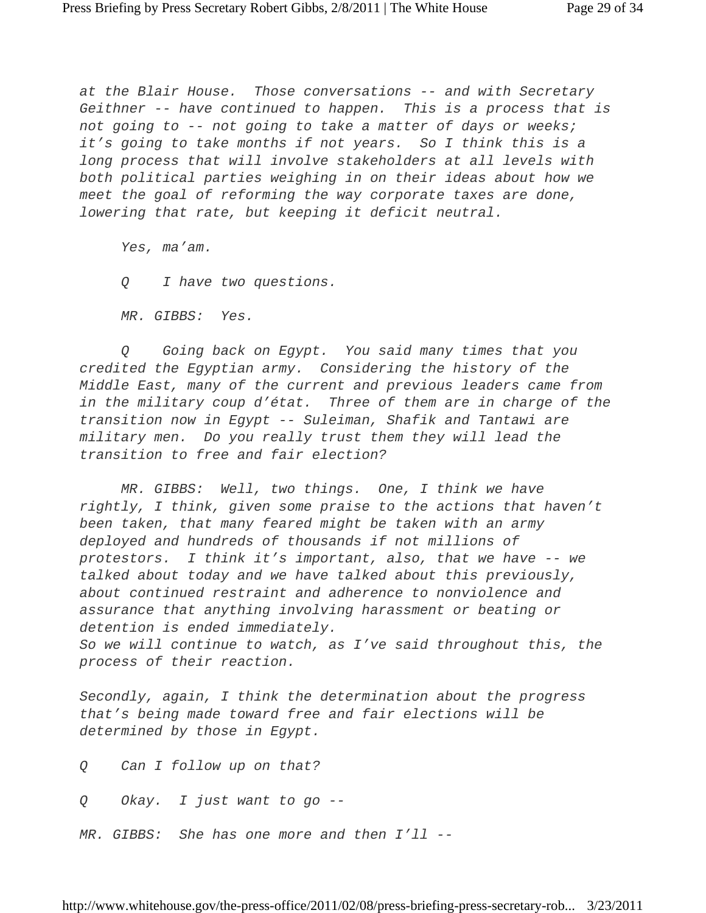*at the Blair House. Those conversations -- and with Secretary Geithner -- have continued to happen. This is a process that is not going to -- not going to take a matter of days or weeks; it's going to take months if not years. So I think this is a long process that will involve stakeholders at all levels with both political parties weighing in on their ideas about how we meet the goal of reforming the way corporate taxes are done, lowering that rate, but keeping it deficit neutral.*

*Yes, ma'am.*

*Q I have two questions.*

*MR. GIBBS: Yes.*

*Q Going back on Egypt. You said many times that you credited the Egyptian army. Considering the history of the Middle East, many of the current and previous leaders came from in the military coup d'état. Three of them are in charge of the transition now in Egypt -- Suleiman, Shafik and Tantawi are military men. Do you really trust them they will lead the transition to free and fair election?*

*MR. GIBBS: Well, two things. One, I think we have rightly, I think, given some praise to the actions that haven't been taken, that many feared might be taken with an army deployed and hundreds of thousands if not millions of protestors. I think it's important, also, that we have -- we talked about today and we have talked about this previously, about continued restraint and adherence to nonviolence and assurance that anything involving harassment or beating or detention is ended immediately.*
*So we will continue to watch, as I've said throughout this, the process of their reaction.*

*Secondly, again, I think the determination about the progress that's being made toward free and fair elections will be determined by those in Egypt.*

*Q Can I follow up on that?*

*Q Okay. I just want to go --*

*MR. GIBBS: She has one more and then I'll --*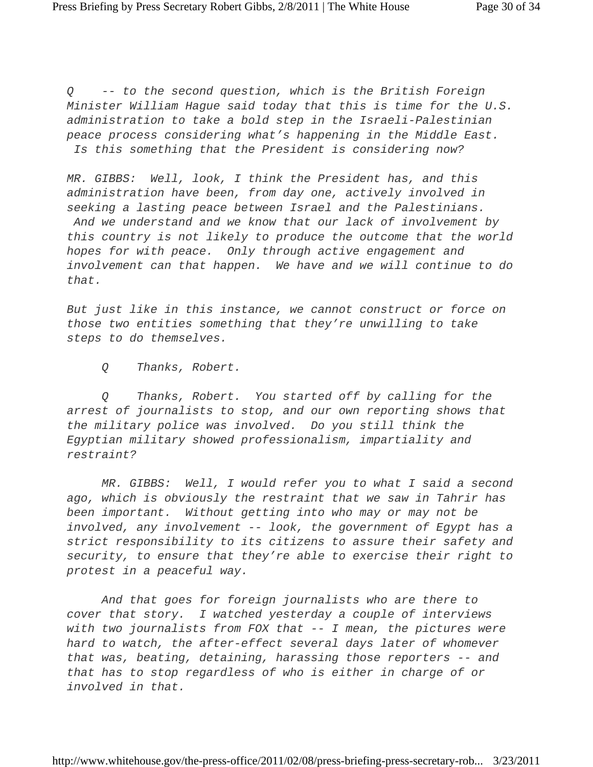*Q -- to the second question, which is the British Foreign Minister William Hague said today that this is time for the U.S. administration to take a bold step in the Israeli-Palestinian peace process considering what's happening in the Middle East. Is this something that the President is considering now?*

*MR. GIBBS: Well, look, I think the President has, and this administration have been, from day one, actively involved in seeking a lasting peace between Israel and the Palestinians. And we understand and we know that our lack of involvement by this country is not likely to produce the outcome that the world hopes for with peace. Only through active engagement and involvement can that happen. We have and we will continue to do that.*

*But just like in this instance, we cannot construct or force on those two entities something that they're unwilling to take steps to do themselves.*

*Q Thanks, Robert.*

*Q Thanks, Robert. You started off by calling for the arrest of journalists to stop, and our own reporting shows that the military police was involved. Do you still think the Egyptian military showed professionalism, impartiality and restraint?*

*MR. GIBBS: Well, I would refer you to what I said a second ago, which is obviously the restraint that we saw in Tahrir has been important. Without getting into who may or may not be involved, any involvement -- look, the government of Egypt has a strict responsibility to its citizens to assure their safety and security, to ensure that they're able to exercise their right to protest in a peaceful way.*

*And that goes for foreign journalists who are there to cover that story. I watched yesterday a couple of interviews with two journalists from FOX that -- I mean, the pictures were hard to watch, the after-effect several days later of whomever that was, beating, detaining, harassing those reporters -- and that has to stop regardless of who is either in charge of or involved in that.*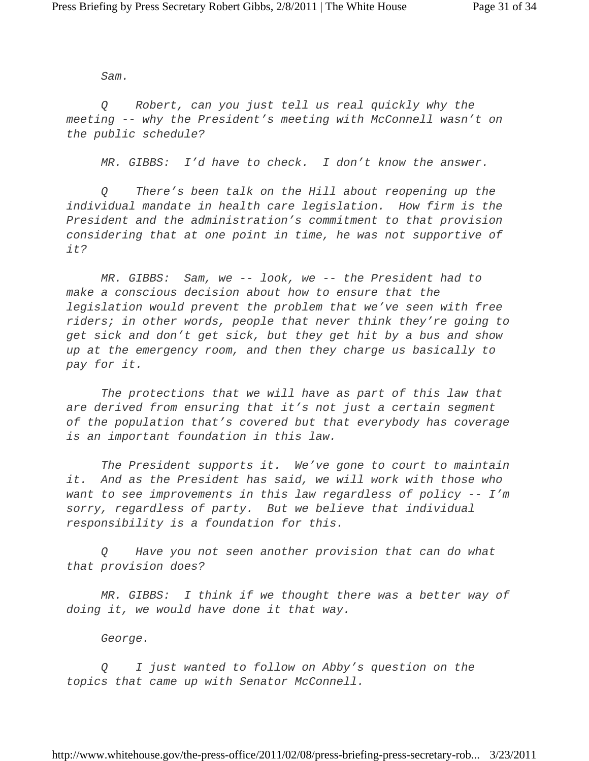*Sam.*

*Q Robert, can you just tell us real quickly why the meeting -- why the President's meeting with McConnell wasn't on the public schedule?*

*MR. GIBBS: I'd have to check. I don't know the answer.*

*Q There's been talk on the Hill about reopening up the individual mandate in health care legislation. How firm is the President and the administration's commitment to that provision considering that at one point in time, he was not supportive of it?*

*MR. GIBBS: Sam, we -- look, we -- the President had to make a conscious decision about how to ensure that the legislation would prevent the problem that we've seen with free riders; in other words, people that never think they're going to get sick and don't get sick, but they get hit by a bus and show up at the emergency room, and then they charge us basically to pay for it.*

*The protections that we will have as part of this law that are derived from ensuring that it's not just a certain segment of the population that's covered but that everybody has coverage is an important foundation in this law.*

*The President supports it. We've gone to court to maintain it. And as the President has said, we will work with those who want to see improvements in this law regardless of policy -- I'm sorry, regardless of party. But we believe that individual responsibility is a foundation for this.*

*Q Have you not seen another provision that can do what that provision does?*

*MR. GIBBS: I think if we thought there was a better way of doing it, we would have done it that way.*

*George.*

*Q I just wanted to follow on Abby's question on the topics that came up with Senator McConnell.*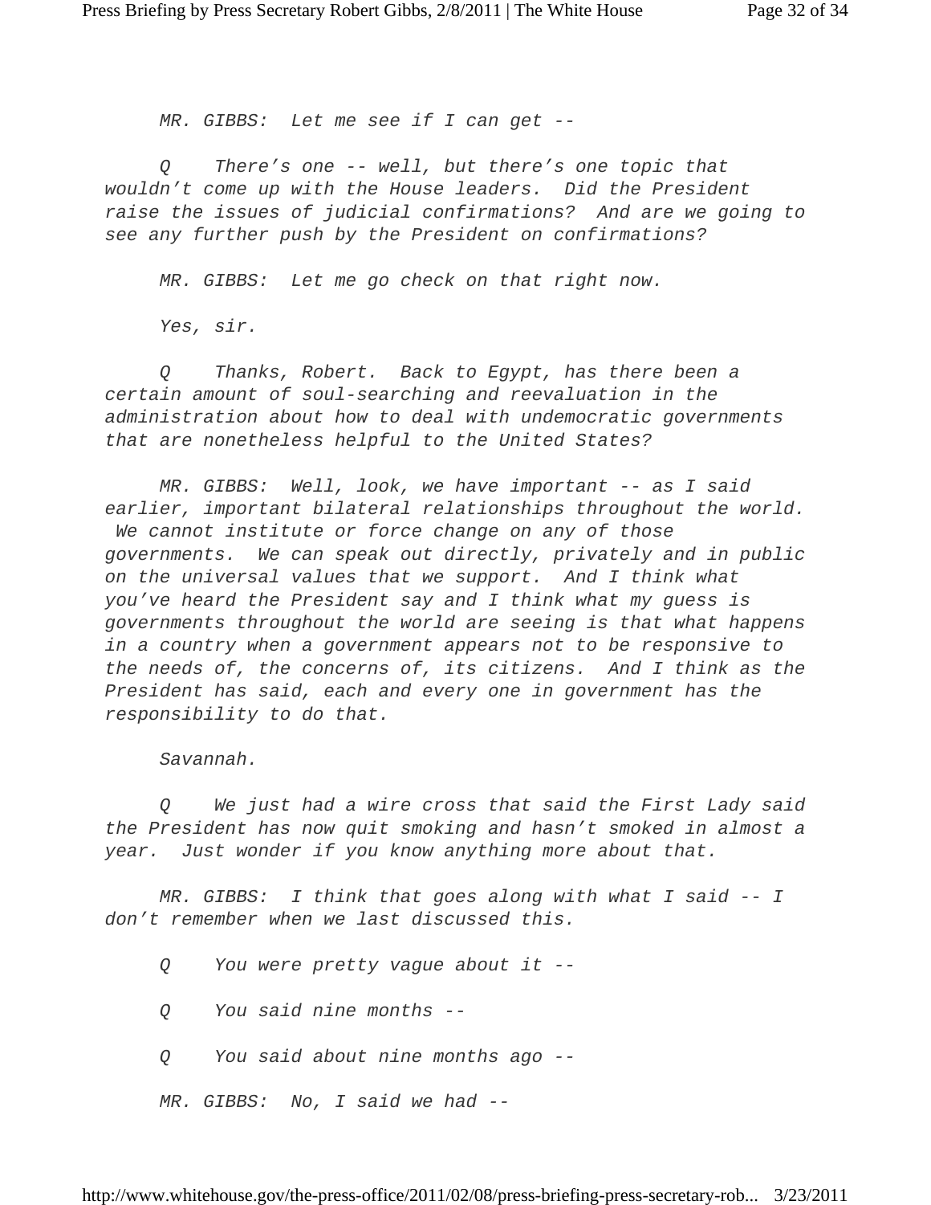*MR. GIBBS: Let me see if I can get --*

*Q There's one -- well, but there's one topic that wouldn't come up with the House leaders. Did the President raise the issues of judicial confirmations? And are we going to see any further push by the President on confirmations?*

*MR. GIBBS: Let me go check on that right now.*

*Yes, sir.*

*Q Thanks, Robert. Back to Egypt, has there been a certain amount of soul-searching and reevaluation in the administration about how to deal with undemocratic governments that are nonetheless helpful to the United States?*

*MR. GIBBS: Well, look, we have important -- as I said earlier, important bilateral relationships throughout the world. We cannot institute or force change on any of those governments. We can speak out directly, privately and in public on the universal values that we support. And I think what you've heard the President say and I think what my guess is governments throughout the world are seeing is that what happens in a country when a government appears not to be responsive to the needs of, the concerns of, its citizens. And I think as the President has said, each and every one in government has the responsibility to do that.*

*Savannah.*

*Q We just had a wire cross that said the First Lady said the President has now quit smoking and hasn't smoked in almost a year. Just wonder if you know anything more about that.*

*MR. GIBBS: I think that goes along with what I said -- I don't remember when we last discussed this.*

*Q You were pretty vague about it --*

*Q You said nine months --*

*Q You said about nine months ago --*

*MR. GIBBS: No, I said we had --*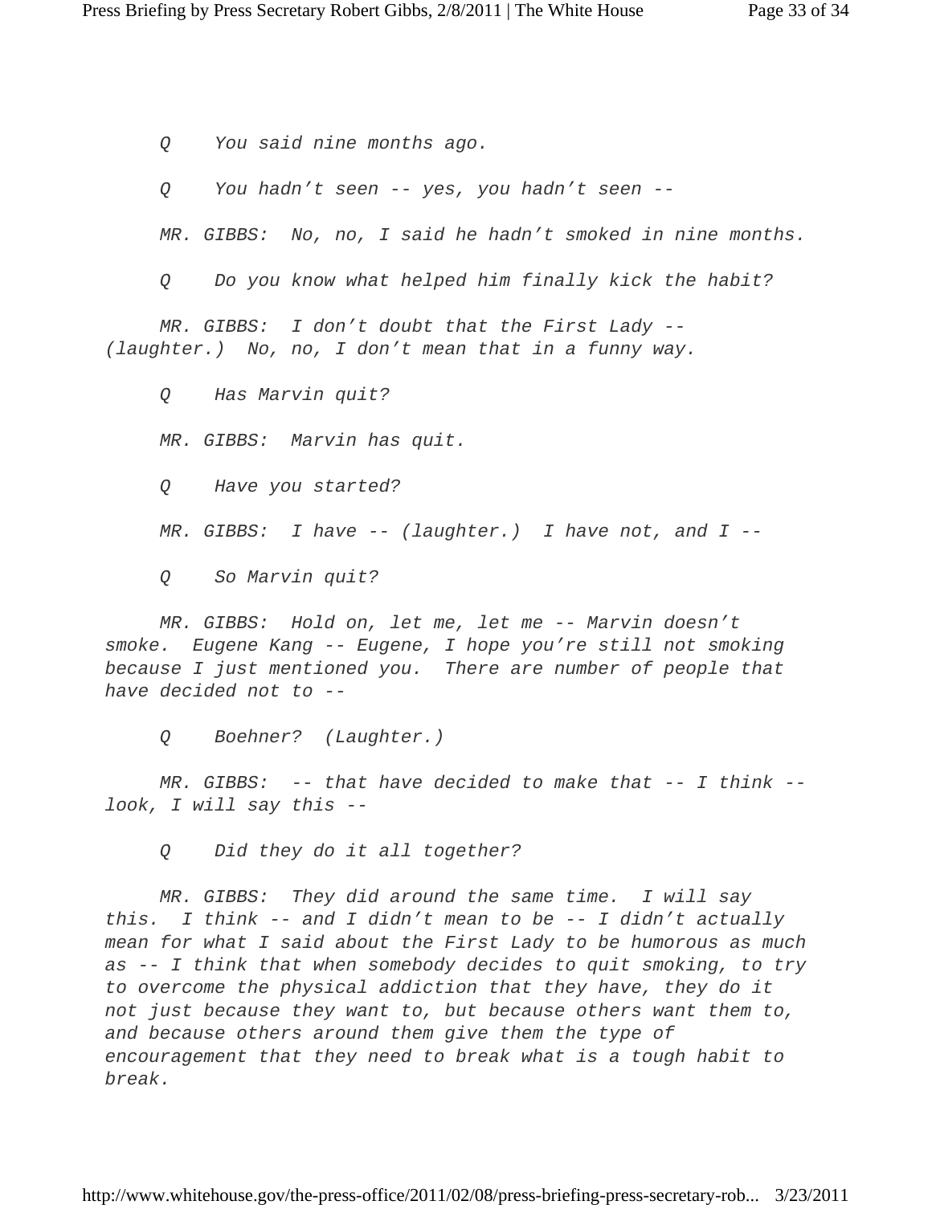*Q You said nine months ago.*

*Q You hadn't seen -- yes, you hadn't seen --*

*MR. GIBBS: No, no, I said he hadn't smoked in nine months.*

*Q Do you know what helped him finally kick the habit?*

*MR. GIBBS: I don't doubt that the First Lady -- (laughter.) No, no, I don't mean that in a funny way.*

*Q Has Marvin quit?*

*MR. GIBBS: Marvin has quit.*

*Q Have you started?*

*MR. GIBBS: I have -- (laughter.) I have not, and I --*

*Q So Marvin quit?*

*MR. GIBBS: Hold on, let me, let me -- Marvin doesn't smoke. Eugene Kang -- Eugene, I hope you're still not smoking because I just mentioned you. There are number of people that have decided not to --*

*Q Boehner? (Laughter.)*

*MR. GIBBS: -- that have decided to make that -- I think -- look, I will say this --*

*Q Did they do it all together?*

*MR. GIBBS: They did around the same time. I will say this. I think -- and I didn't mean to be -- I didn't actually mean for what I said about the First Lady to be humorous as much as -- I think that when somebody decides to quit smoking, to try to overcome the physical addiction that they have, they do it not just because they want to, but because others want them to, and because others around them give them the type of encouragement that they need to break what is a tough habit to break.*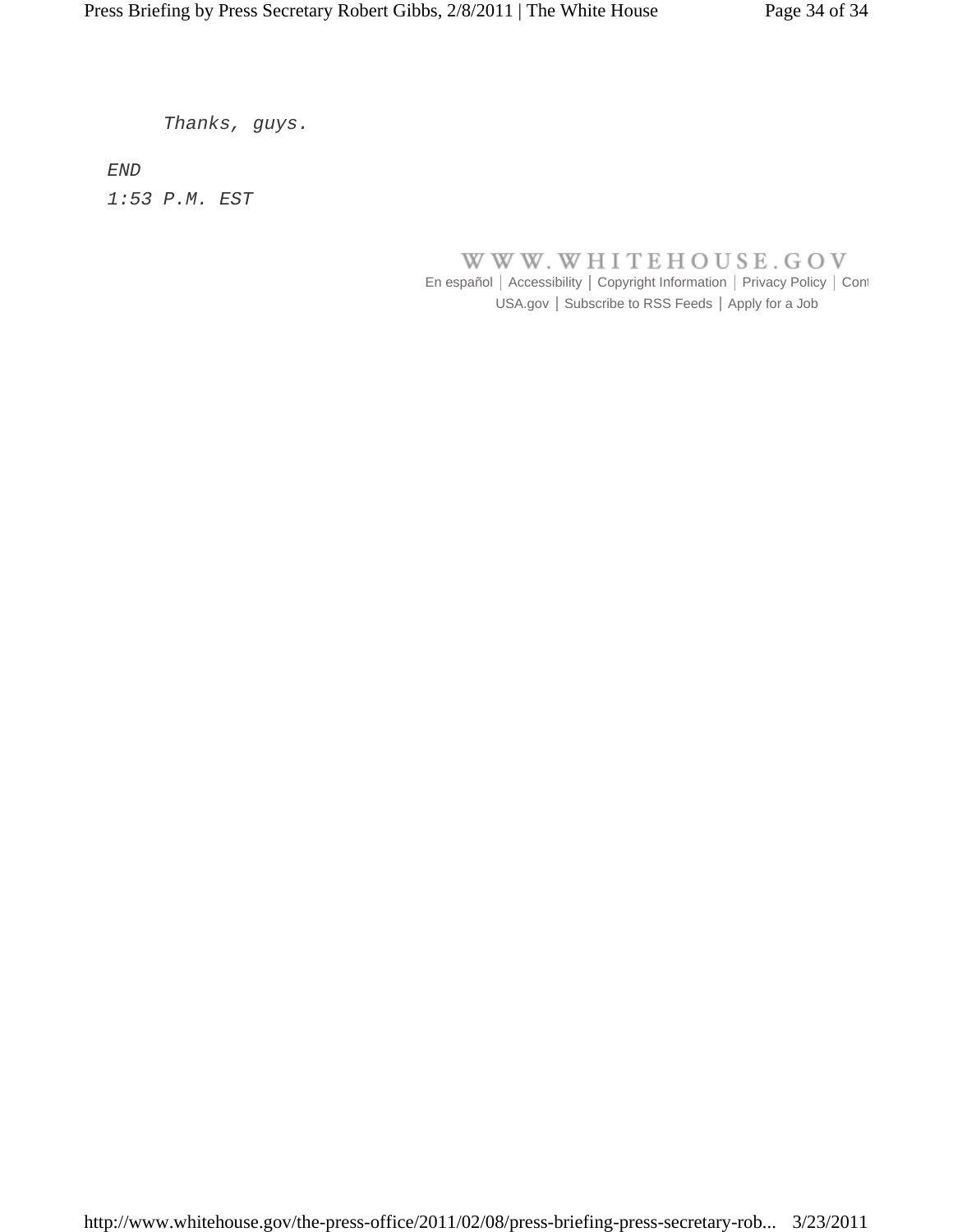*Thanks, guys.*

*END*

*1:53 P.M. EST*

WWW.WHITEHOUSE.GOV

En español | Accessibility | Copyright Information | Privacy Policy | Cont

USA.gov | Subscribe to RSS Feeds | Apply for a Job